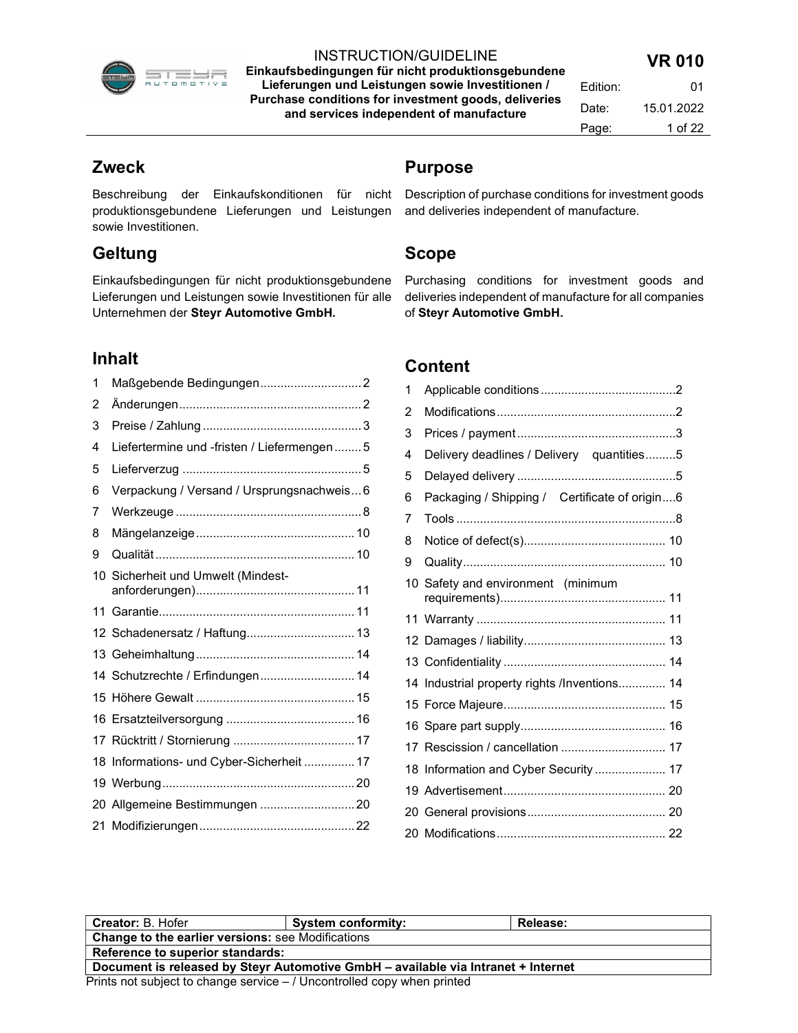# INSTRUCTION/GUIDELINE

**Einkaufsbedingungen für nicht produktionsgebundene Lieferungen und Leistungen sowie Investitionen / Purchase conditions for investment goods, deliveries and services independent of manufacture**

**VR 010**

| | |
|---|---|
| Edition: | 01 |
| Date: | 15.01.2022 |

## Zweck

Beschreibung der Einkaufskonditionen für nicht produktionsgebundene Lieferungen und Leistungen sowie Investitionen.

## Purpose

Description of purchase conditions for investment goods and deliveries independent of manufacture.

## Geltung

Einkaufsbedingungen für nicht produktionsgebundene Lieferungen und Leistungen sowie Investitionen für alle Unternehmen der **Steyr Automotive GmbH.**

## Scope

Purchasing conditions for investment goods and deliveries independent of manufacture for all companies of **Steyr Automotive GmbH.**

## Inhalt

1 Maßgebende Bedingungen .......... 2
2 Änderungen .......... 2
3 Preise / Zahlung .......... 3
4 Liefertermine und -fristen / Liefermengen .......... 5
5 Lieferverzug .......... 5
6 Verpackung / Versand / Ursprungsnachweis .......... 6
7 Werkzeuge .......... 8
8 Mängelanzeige .......... 10
9 Qualität .......... 10
10 Sicherheit und Umwelt (Mindest-anforderungen) .......... 11
11 Garantie .......... 11
12 Schadenersatz / Haftung .......... 13
13 Geheimhaltung .......... 14
14 Schutzrechte / Erfindungen .......... 14
15 Höhere Gewalt .......... 15
16 Ersatzteilversorgung .......... 16
17 Rücktritt / Stornierung .......... 17
18 Informations- und Cyber-Sicherheit .......... 17
19 Werbung .......... 20
20 Allgemeine Bestimmungen .......... 20
21 Modifizierungen .......... 22

## Content

1 Applicable conditions .......... 2
2 Modifications .......... 2
3 Prices / payment .......... 3
4 Delivery deadlines / Delivery quantities .......... 5
5 Delayed delivery .......... 5
6 Packaging / Shipping / Certificate of origin .......... 6
7 Tools .......... 8
8 Notice of defect(s) .......... 10
9 Quality .......... 10
10 Safety and environment (minimum requirements) .......... 11
11 Warranty .......... 11
12 Damages / liability .......... 13
13 Confidentiality .......... 14
14 Industrial property rights /Inventions .......... 14
15 Force Majeure .......... 15
16 Spare part supply .......... 16
17 Rescission / cancellation .......... 17
18 Information and Cyber Security .......... 17
19 Advertisement .......... 20
20 General provisions .......... 20
20 Modifications .......... 22

| **Creator:** B. Hofer | **System conformity:** | **Release:** |
|---|---|---|
| **Change to the earlier versions:** see Modifications | | |
| **Reference to superior standards:** | | |
| **Document is released by Steyr Automotive GmbH – available via Intranet + Internet** | | |

Prints not subject to change service – / Uncontrolled copy when printed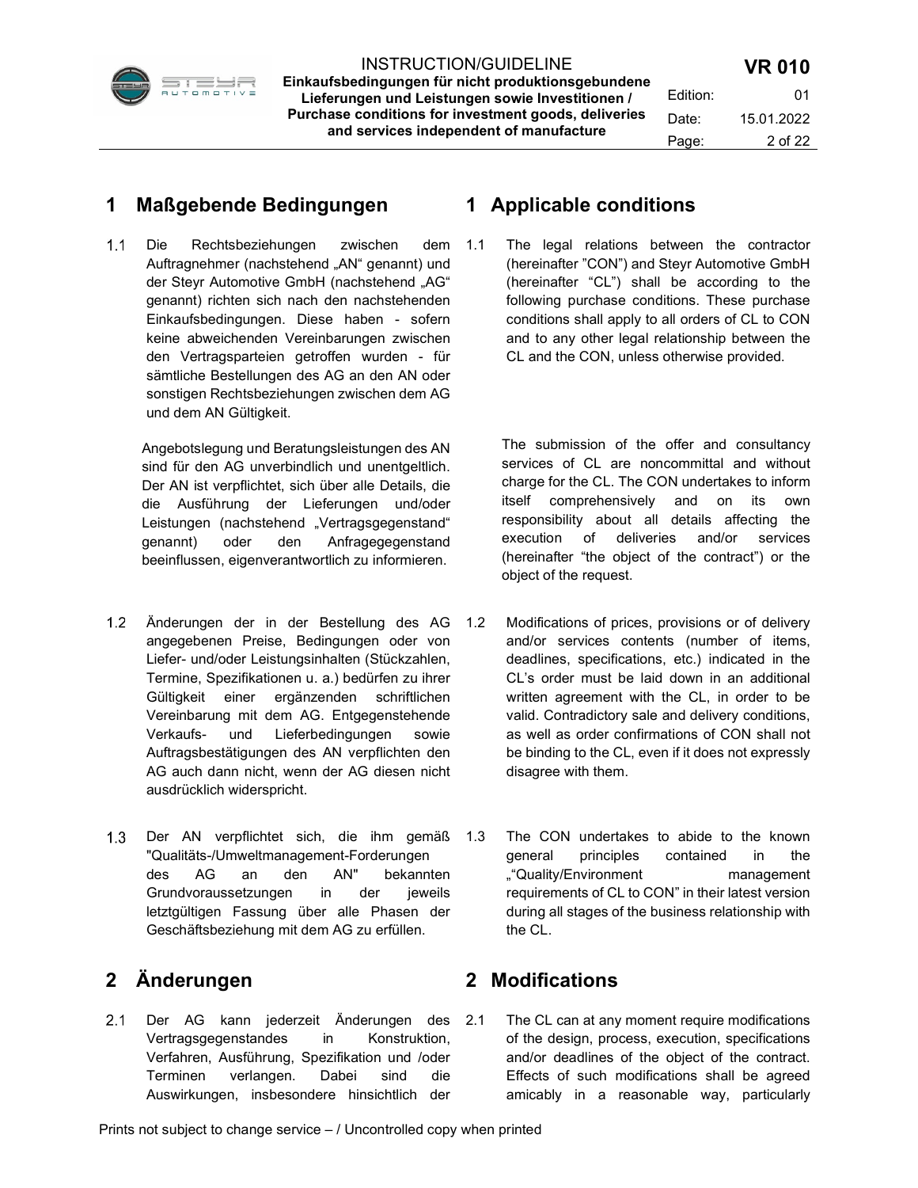## 1 Maßgebende Bedingungen

1.1 Die Rechtsbeziehungen zwischen dem Auftragnehmer (nachstehend „AN" genannt) und der Steyr Automotive GmbH (nachstehend „AG" genannt) richten sich nach den nachstehenden Einkaufsbedingungen. Diese haben - sofern keine abweichenden Vereinbarungen zwischen den Vertragsparteien getroffen wurden - für sämtliche Bestellungen des AG an den AN oder sonstigen Rechtsbeziehungen zwischen dem AG und dem AN Gültigkeit.

Angebotslegung und Beratungsleistungen des AN sind für den AG unverbindlich und unentgeltlich. Der AN ist verpflichtet, sich über alle Details, die die Ausführung der Lieferungen und/oder Leistungen (nachstehend „Vertragsgegenstand" genannt) oder den Anfragegegenstand beeinflussen, eigenverantwortlich zu informieren.

1.2 Änderungen der in der Bestellung des AG angegebenen Preise, Bedingungen oder von Liefer- und/oder Leistungsinhalten (Stückzahlen, Termine, Spezifikationen u. a.) bedürfen zu ihrer Gültigkeit einer ergänzenden schriftlichen Vereinbarung mit dem AG. Entgegenstehende Verkaufs- und Lieferbedingungen sowie Auftragsbestätigungen des AN verpflichten den AG auch dann nicht, wenn der AG diesen nicht ausdrücklich widerspricht.

1.3 Der AN verpflichtet sich, die ihm gemäß "Qualitäts-/Umweltmanagement-Forderungen des AG an den AN" bekannten Grundvoraussetzungen in der jeweils letztgültigen Fassung über alle Phasen der Geschäftsbeziehung mit dem AG zu erfüllen.

## 2 Änderungen

2.1 Der AG kann jederzeit Änderungen des Vertragsgegenstandes in Konstruktion, Verfahren, Ausführung, Spezifikation und /oder Terminen verlangen. Dabei sind die Auswirkungen, insbesondere hinsichtlich der

## 1 Applicable conditions

1.1 The legal relations between the contractor (hereinafter "CON") and Steyr Automotive GmbH (hereinafter "CL") shall be according to the following purchase conditions. These purchase conditions shall apply to all orders of CL to CON and to any other legal relationship between the CL and the CON, unless otherwise provided.

The submission of the offer and consultancy services of CL are noncommittal and without charge for the CL. The CON undertakes to inform itself comprehensively and on its own responsibility about all details affecting the execution of deliveries and/or services (hereinafter "the object of the contract") or the object of the request.

1.2 Modifications of prices, provisions or of delivery and/or services contents (number of items, deadlines, specifications, etc.) indicated in the CL's order must be laid down in an additional written agreement with the CL, in order to be valid. Contradictory sale and delivery conditions, as well as order confirmations of CON shall not be binding to the CL, even if it does not expressly disagree with them.

1.3 The CON undertakes to abide to the known general principles contained in the „"Quality/Environment management requirements of CL to CON" in their latest version during all stages of the business relationship with the CL.

## 2 Modifications

2.1 The CL can at any moment require modifications of the design, process, execution, specifications and/or deadlines of the object of the contract. Effects of such modifications shall be agreed amicably in a reasonable way, particularly

Prints not subject to change service – / Uncontrolled copy when printed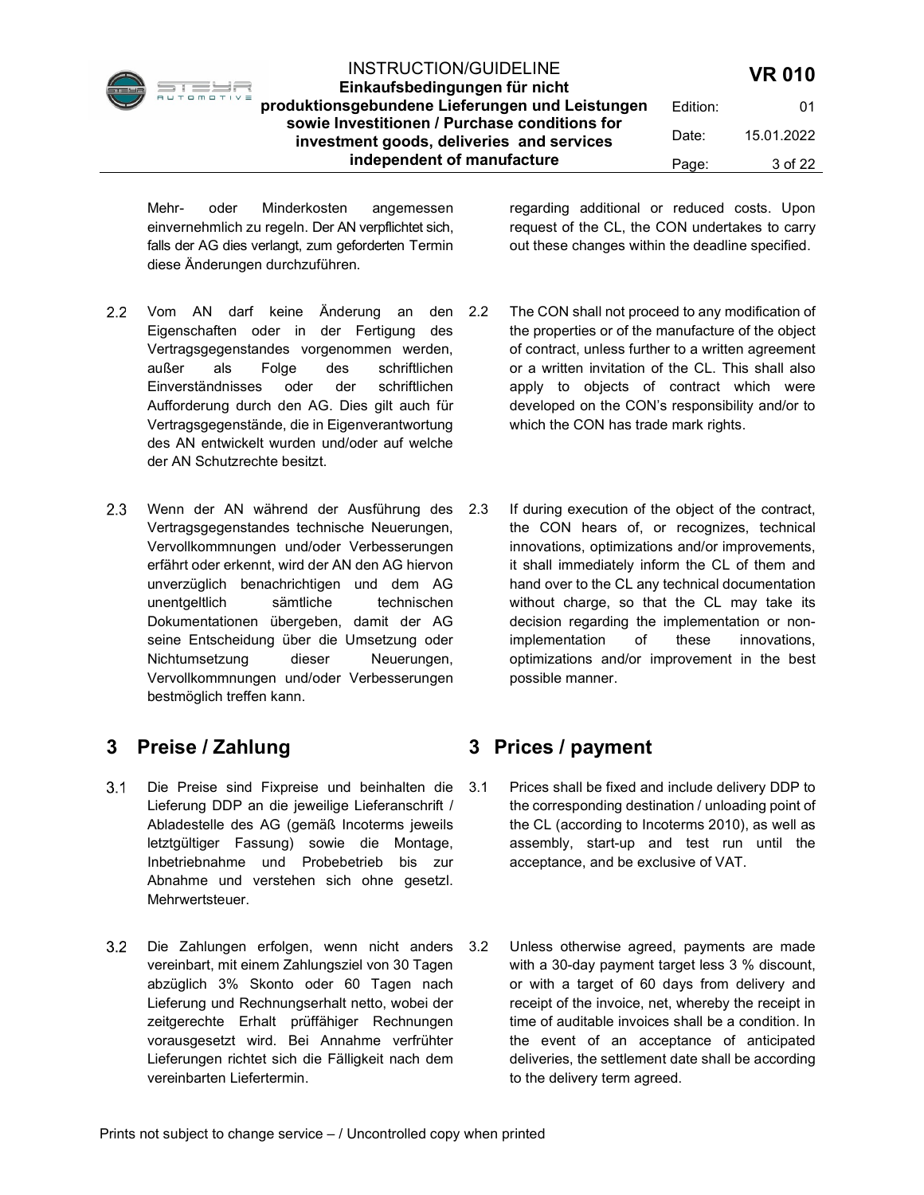Mehr- oder Minderkosten angemessen einvernehmlich zu regeln. Der AN verpflichtet sich, falls der AG dies verlangt, zum geforderten Termin diese Änderungen durchzuführen.

regarding additional or reduced costs. Upon request of the CL, the CON undertakes to carry out these changes within the deadline specified.

2.2 Vom AN darf keine Änderung an den Eigenschaften oder in der Fertigung des Vertragsgegenstandes vorgenommen werden, außer als Folge des schriftlichen Einverständnisses oder der schriftlichen Aufforderung durch den AG. Dies gilt auch für Vertragsgegenstände, die in Eigenverantwortung des AN entwickelt wurden und/oder auf welche der AN Schutzrechte besitzt.

2.2 The CON shall not proceed to any modification of the properties or of the manufacture of the object of contract, unless further to a written agreement or a written invitation of the CL. This shall also apply to objects of contract which were developed on the CON's responsibility and/or to which the CON has trade mark rights.

2.3 Wenn der AN während der Ausführung des Vertragsgegenstandes technische Neuerungen, Vervollkommnungen und/oder Verbesserungen erfährt oder erkennt, wird der AN den AG hiervon unverzüglich benachrichtigen und dem AG unentgeltlich sämtliche technischen Dokumentationen übergeben, damit der AG seine Entscheidung über die Umsetzung oder Nichtumsetzung dieser Neuerungen, Vervollkommnungen und/oder Verbesserungen bestmöglich treffen kann.

2.3 If during execution of the object of the contract, the CON hears of, or recognizes, technical innovations, optimizations and/or improvements, it shall immediately inform the CL of them and hand over to the CL any technical documentation without charge, so that the CL may take its decision regarding the implementation or non-implementation of these innovations, optimizations and/or improvement in the best possible manner.

## 3 Preise / Zahlung

## 3 Prices / payment

3.1 Die Preise sind Fixpreise und beinhalten die Lieferung DDP an die jeweilige Lieferanschrift / Abladestelle des AG (gemäß Incoterms jeweils letztgültiger Fassung) sowie die Montage, Inbetriebnahme und Probebetrieb bis zur Abnahme und verstehen sich ohne gesetzl. Mehrwertsteuer.

3.1 Prices shall be fixed and include delivery DDP to the corresponding destination / unloading point of the CL (according to Incoterms 2010), as well as assembly, start-up and test run until the acceptance, and be exclusive of VAT.

3.2 Die Zahlungen erfolgen, wenn nicht anders vereinbart, mit einem Zahlungsziel von 30 Tagen abzüglich 3% Skonto oder 60 Tagen nach Lieferung und Rechnungserhalt netto, wobei der zeitgerechte Erhalt prüffähiger Rechnungen vorausgesetzt wird. Bei Annahme verfrühter Lieferungen richtet sich die Fälligkeit nach dem vereinbarten Liefertermin.

3.2 Unless otherwise agreed, payments are made with a 30-day payment target less 3 % discount, or with a target of 60 days from delivery and receipt of the invoice, net, whereby the receipt in time of auditable invoices shall be a condition. In the event of an acceptance of anticipated deliveries, the settlement date shall be according to the delivery term agreed.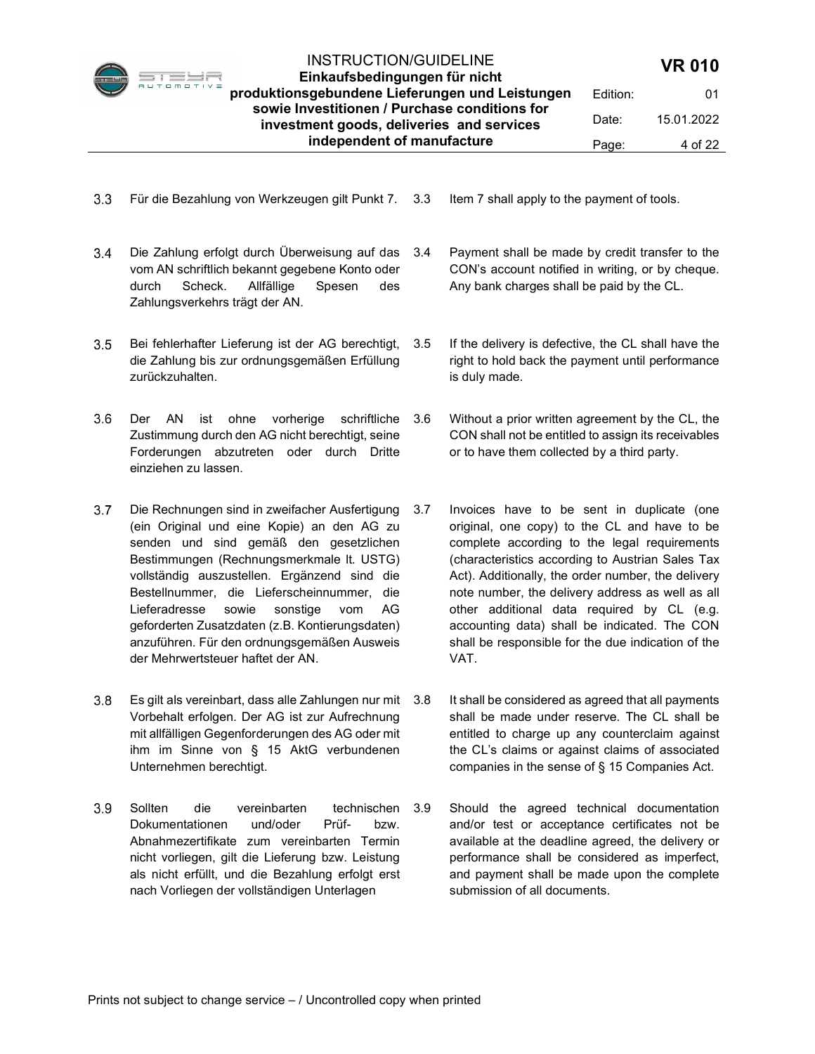3.3 Für die Bezahlung von Werkzeugen gilt Punkt 7.

3.3 Item 7 shall apply to the payment of tools.

3.4 Die Zahlung erfolgt durch Überweisung auf das vom AN schriftlich bekannt gegebene Konto oder durch Scheck. Allfällige Spesen des Zahlungsverkehrs trägt der AN.

3.4 Payment shall be made by credit transfer to the CON's account notified in writing, or by cheque. Any bank charges shall be paid by the CL.

3.5 Bei fehlerhafter Lieferung ist der AG berechtigt, die Zahlung bis zur ordnungsgemäßen Erfüllung zurückzuhalten.

3.5 If the delivery is defective, the CL shall have the right to hold back the payment until performance is duly made.

3.6 Der AN ist ohne vorherige schriftliche Zustimmung durch den AG nicht berechtigt, seine Forderungen abzutreten oder durch Dritte einziehen zu lassen.

3.6 Without a prior written agreement by the CL, the CON shall not be entitled to assign its receivables or to have them collected by a third party.

3.7 Die Rechnungen sind in zweifacher Ausfertigung (ein Original und eine Kopie) an den AG zu senden und sind gemäß den gesetzlichen Bestimmungen (Rechnungsmerkmale lt. USTG) vollständig auszustellen. Ergänzend sind die Bestellnummer, die Lieferscheinnummer, die Lieferadresse sowie sonstige vom AG geforderten Zusatzdaten (z.B. Kontierungsdaten) anzuführen. Für den ordnungsgemäßen Ausweis der Mehrwertsteuer haftet der AN.

3.7 Invoices have to be sent in duplicate (one original, one copy) to the CL and have to be complete according to the legal requirements (characteristics according to Austrian Sales Tax Act). Additionally, the order number, the delivery note number, the delivery address as well as all other additional data required by CL (e.g. accounting data) shall be indicated. The CON shall be responsible for the due indication of the VAT.

3.8 Es gilt als vereinbart, dass alle Zahlungen nur mit Vorbehalt erfolgen. Der AG ist zur Aufrechnung mit allfälligen Gegenforderungen des AG oder mit ihm im Sinne von § 15 AktG verbundenen Unternehmen berechtigt.

3.8 It shall be considered as agreed that all payments shall be made under reserve. The CL shall be entitled to charge up any counterclaim against the CL's claims or against claims of associated companies in the sense of § 15 Companies Act.

3.9 Sollten die vereinbarten technischen Dokumentationen und/oder Prüf- bzw. Abnahmezertifikate zum vereinbarten Termin nicht vorliegen, gilt die Lieferung bzw. Leistung als nicht erfüllt, und die Bezahlung erfolgt erst nach Vorliegen der vollständigen Unterlagen

3.9 Should the agreed technical documentation and/or test or acceptance certificates not be available at the deadline agreed, the delivery or performance shall be considered as imperfect, and payment shall be made upon the complete submission of all documents.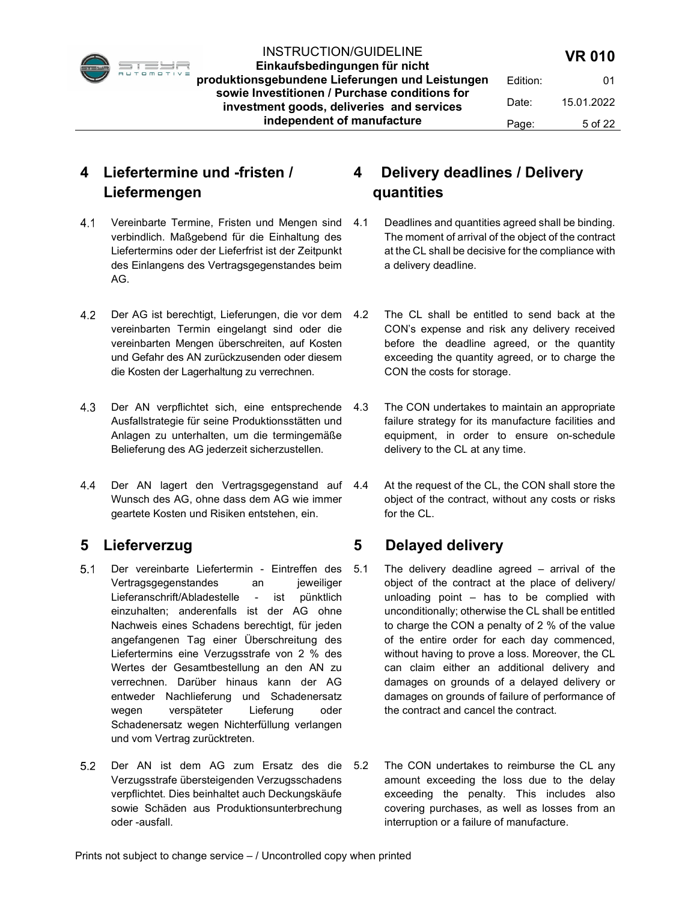## 4 Liefertermine und -fristen / Liefermengen

4.1 Vereinbarte Termine, Fristen und Mengen sind verbindlich. Maßgebend für die Einhaltung des Liefertermins oder der Lieferfrist ist der Zeitpunkt des Einlangens des Vertragsgegenstandes beim AG.

4.2 Der AG ist berechtigt, Lieferungen, die vor dem vereinbarten Termin eingelangt sind oder die vereinbarten Mengen überschreiten, auf Kosten und Gefahr des AN zurückzusenden oder diesem die Kosten der Lagerhaltung zu verrechnen.

4.3 Der AN verpflichtet sich, eine entsprechende Ausfallstrategie für seine Produktionsstätten und Anlagen zu unterhalten, um die termingemäße Belieferung des AG jederzeit sicherzustellen.

4.4 Der AN lagert den Vertragsgegenstand auf Wunsch des AG, ohne dass dem AG wie immer geartete Kosten und Risiken entstehen, ein.

## 4 Delivery deadlines / Delivery quantities

4.1 Deadlines and quantities agreed shall be binding. The moment of arrival of the object of the contract at the CL shall be decisive for the compliance with a delivery deadline.

4.2 The CL shall be entitled to send back at the CON's expense and risk any delivery received before the deadline agreed, or the quantity exceeding the quantity agreed, or to charge the CON the costs for storage.

4.3 The CON undertakes to maintain an appropriate failure strategy for its manufacture facilities and equipment, in order to ensure on-schedule delivery to the CL at any time.

4.4 At the request of the CL, the CON shall store the object of the contract, without any costs or risks for the CL.

## 5 Lieferverzug

5.1 Der vereinbarte Liefertermin - Eintreffen des Vertragsgegenstandes an jeweiliger Lieferanschrift/Abladestelle - ist pünktlich einzuhalten; anderenfalls ist der AG ohne Nachweis eines Schadens berechtigt, für jeden angefangenen Tag einer Überschreitung des Liefertermins eine Verzugsstrafe von 2 % des Wertes der Gesamtbestellung an den AN zu verrechnen. Darüber hinaus kann der AG entweder Nachlieferung und Schadenersatz wegen verspäteter Lieferung oder Schadenersatz wegen Nichterfüllung verlangen und vom Vertrag zurücktreten.

5.2 Der AN ist dem AG zum Ersatz des die Verzugsstrafe übersteigenden Verzugsschadens verpflichtet. Dies beinhaltet auch Deckungskäufe sowie Schäden aus Produktionsunterbrechung oder -ausfall.

## 5 Delayed delivery

5.1 The delivery deadline agreed – arrival of the object of the contract at the place of delivery/ unloading point – has to be complied with unconditionally; otherwise the CL shall be entitled to charge the CON a penalty of 2 % of the value of the entire order for each day commenced, without having to prove a loss. Moreover, the CL can claim either an additional delivery and damages on grounds of a delayed delivery or damages on grounds of failure of performance of the contract and cancel the contract.

5.2 The CON undertakes to reimburse the CL any amount exceeding the loss due to the delay exceeding the penalty. This includes also covering purchases, as well as losses from an interruption or a failure of manufacture.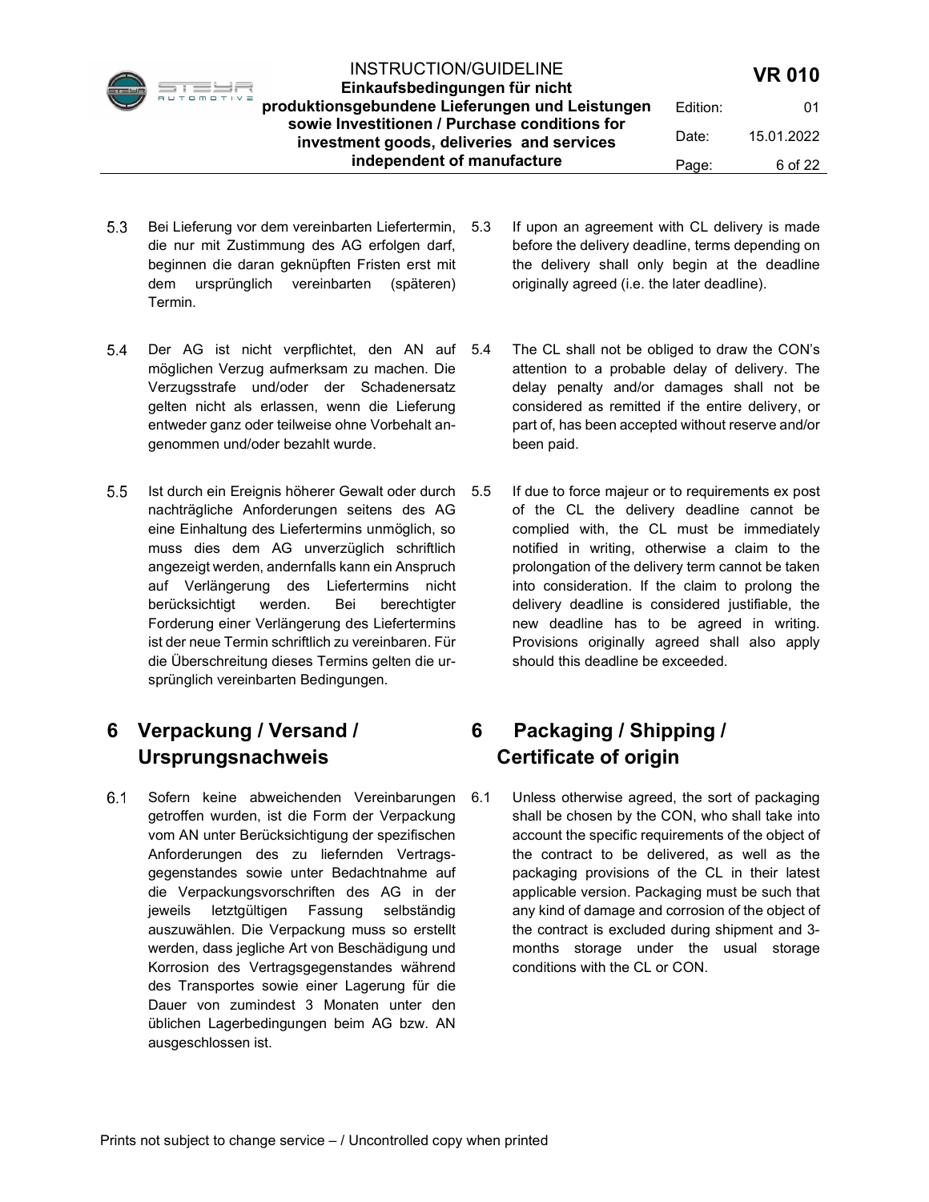5.3 Bei Lieferung vor dem vereinbarten Liefertermin, die nur mit Zustimmung des AG erfolgen darf, beginnen die daran geknüpften Fristen erst mit dem ursprünglich vereinbarten (späteren) Termin.

5.3 If upon an agreement with CL delivery is made before the delivery deadline, terms depending on the delivery shall only begin at the deadline originally agreed (i.e. the later deadline).

5.4 Der AG ist nicht verpflichtet, den AN auf möglichen Verzug aufmerksam zu machen. Die Verzugsstrafe und/oder der Schadenersatz gelten nicht als erlassen, wenn die Lieferung entweder ganz oder teilweise ohne Vorbehalt angenommen und/oder bezahlt wurde.

5.4 The CL shall not be obliged to draw the CON's attention to a probable delay of delivery. The delay penalty and/or damages shall not be considered as remitted if the entire delivery, or part of, has been accepted without reserve and/or been paid.

5.5 Ist durch ein Ereignis höherer Gewalt oder durch nachträgliche Anforderungen seitens des AG eine Einhaltung des Liefertermins unmöglich, so muss dies dem AG unverzüglich schriftlich angezeigt werden, andernfalls kann ein Anspruch auf Verlängerung des Liefertermins nicht berücksichtigt werden. Bei berechtigter Forderung einer Verlängerung des Liefertermins ist der neue Termin schriftlich zu vereinbaren. Für die Überschreitung dieses Termins gelten die ursprünglich vereinbarten Bedingungen.

5.5 If due to force majeur or to requirements ex post of the CL the delivery deadline cannot be complied with, the CL must be immediately notified in writing, otherwise a claim to the prolongation of the delivery term cannot be taken into consideration. If the claim to prolong the delivery deadline is considered justifiable, the new deadline has to be agreed in writing. Provisions originally agreed shall also apply should this deadline be exceeded.

# 6 Verpackung / Versand / Ursprungsnachweis

# 6 Packaging / Shipping / Certificate of origin

6.1 Sofern keine abweichenden Vereinbarungen getroffen wurden, ist die Form der Verpackung vom AN unter Berücksichtigung der spezifischen Anforderungen des zu liefernden Vertragsgegenstandes sowie unter Bedachtnahme auf die Verpackungsvorschriften des AG in der jeweils letztgültigen Fassung selbständig auszuwählen. Die Verpackung muss so erstellt werden, dass jegliche Art von Beschädigung und Korrosion des Vertragsgegenstandes während des Transportes sowie einer Lagerung für die Dauer von zumindest 3 Monaten unter den üblichen Lagerbedingungen beim AG bzw. AN ausgeschlossen ist.

6.1 Unless otherwise agreed, the sort of packaging shall be chosen by the CON, who shall take into account the specific requirements of the object of the contract to be delivered, as well as the packaging provisions of the CL in their latest applicable version. Packaging must be such that any kind of damage and corrosion of the object of the contract is excluded during shipment and 3-months storage under the usual storage conditions with the CL or CON.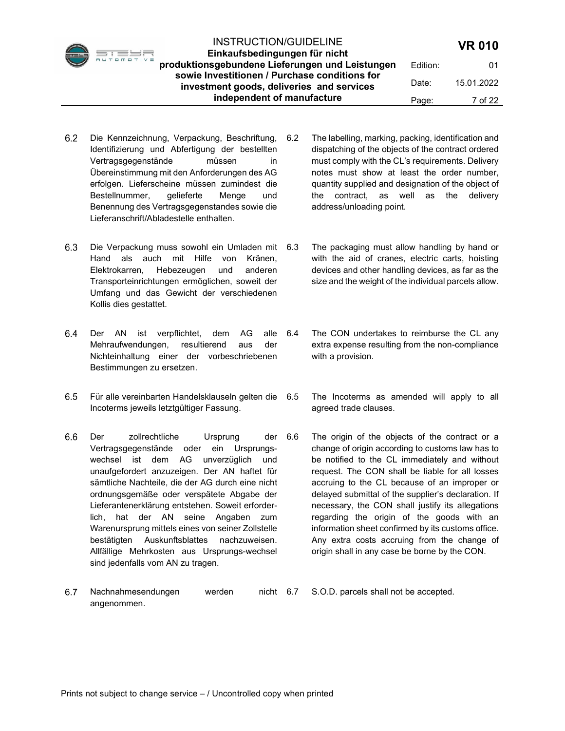| | | | |
|---|---|---|---|
| 6.2 | Die Kennzeichnung, Verpackung, Beschriftung, Identifizierung und Abfertigung der bestellten Vertragsgegenstände müssen in Übereinstimmung mit den Anforderungen des AG erfolgen. Lieferscheine müssen zumindest die Bestellnummer, gelieferte Menge und Benennung des Vertragsgegenstandes sowie die Lieferanschrift/Abladestelle enthalten. | 6.2 | The labelling, marking, packing, identification and dispatching of the objects of the contract ordered must comply with the CL's requirements. Delivery notes must show at least the order number, quantity supplied and designation of the object of the contract, as well as the delivery address/unloading point. |
| 6.3 | Die Verpackung muss sowohl ein Umladen mit Hand als auch mit Hilfe von Kränen, Elektrokarren, Hebezeugen und anderen Transporteinrichtungen ermöglichen, soweit der Umfang und das Gewicht der verschiedenen Kollis dies gestattet. | 6.3 | The packaging must allow handling by hand or with the aid of cranes, electric carts, hoisting devices and other handling devices, as far as the size and the weight of the individual parcels allow. |
| 6.4 | Der AN ist verpflichtet, dem AG alle Mehraufwendungen, resultierend aus der Nichteinhaltung einer der vorbeschriebenen Bestimmungen zu ersetzen. | 6.4 | The CON undertakes to reimburse the CL any extra expense resulting from the non-compliance with a provision. |
| 6.5 | Für alle vereinbarten Handelsklauseln gelten die Incoterms jeweils letztgültiger Fassung. | 6.5 | The Incoterms as amended will apply to all agreed trade clauses. |
| 6.6 | Der zollrechtliche Ursprung der Vertragsgegenstände oder ein Ursprungswechsel ist dem AG unverzüglich und unaufgefordert anzuzeigen. Der AN haftet für sämtliche Nachteile, die der AG durch eine nicht ordnungsgemäße oder verspätete Abgabe der Lieferantenerklärung entstehen. Soweit erforderlich, hat der AN seine Angaben zum Warenursprung mittels eines von seiner Zollstelle bestätigten Auskunftsblattes nachzuweisen. Allfällige Mehrkosten aus Ursprungs-wechsel sind jedenfalls vom AN zu tragen. | 6.6 | The origin of the objects of the contract or a change of origin according to customs law has to be notified to the CL immediately and without request. The CON shall be liable for all losses accruing to the CL because of an improper or delayed submittal of the supplier's declaration. If necessary, the CON shall justify its allegations regarding the origin of the goods with an information sheet confirmed by its customs office. Any extra costs accruing from the change of origin shall in any case be borne by the CON. |
| 6.7 | Nachnahmesendungen werden nicht angenommen. | 6.7 | S.O.D. parcels shall not be accepted. |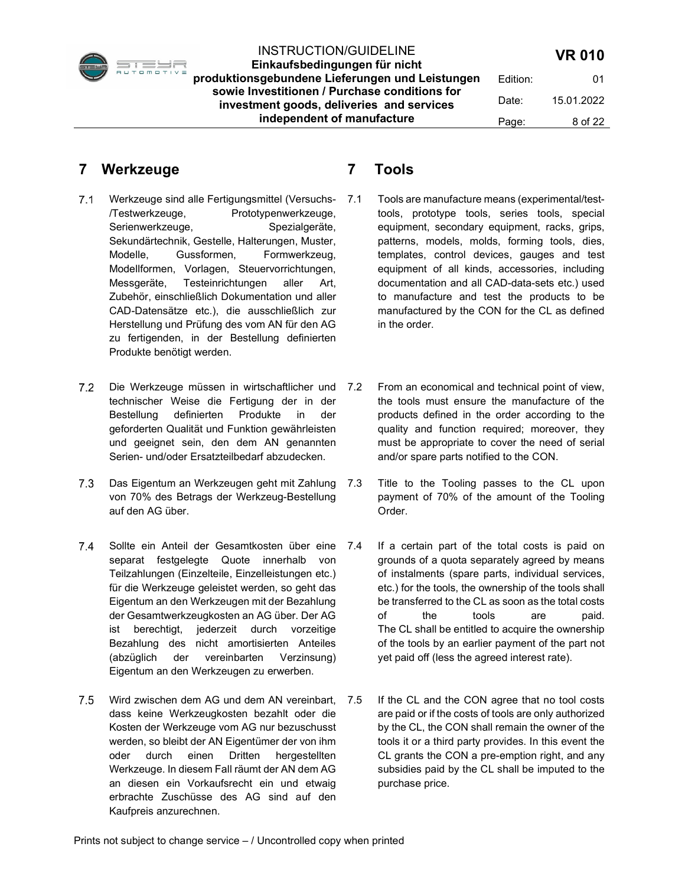## 7 Werkzeuge

7.1 Werkzeuge sind alle Fertigungsmittel (Versuchs-/Testwerkzeuge, Prototypenwerkzeuge, Serienwerkzeuge, Spezialgeräte, Sekundärtechnik, Gestelle, Halterungen, Muster, Modelle, Gussformen, Formwerkzeug, Modellformen, Vorlagen, Steuervorrichtungen, Messgeräte, Testeinrichtungen aller Art, Zubehör, einschließlich Dokumentation und aller CAD-Datensätze etc.), die ausschließlich zur Herstellung und Prüfung des vom AN für den AG zu fertigenden, in der Bestellung definierten Produkte benötigt werden.

7.2 Die Werkzeuge müssen in wirtschaftlicher und technischer Weise die Fertigung der in der Bestellung definierten Produkte in der geforderten Qualität und Funktion gewährleisten und geeignet sein, den dem AN genannten Serien- und/oder Ersatzteilbedarf abzudecken.

7.3 Das Eigentum an Werkzeugen geht mit Zahlung von 70% des Betrags der Werkzeug-Bestellung auf den AG über.

7.4 Sollte ein Anteil der Gesamtkosten über eine separat festgelegte Quote innerhalb von Teilzahlungen (Einzelteile, Einzelleistungen etc.) für die Werkzeuge geleistet werden, so geht das Eigentum an den Werkzeugen mit der Bezahlung der Gesamtwerkzeugkosten an AG über. Der AG ist berechtigt, jederzeit durch vorzeitige Bezahlung des nicht amortisierten Anteiles (abzüglich der vereinbarten Verzinsung) Eigentum an den Werkzeugen zu erwerben.

7.5 Wird zwischen dem AG und dem AN vereinbart, dass keine Werkzeugkosten bezahlt oder die Kosten der Werkzeuge vom AG nur bezuschusst werden, so bleibt der AN Eigentümer der von ihm oder durch einen Dritten hergestellten Werkzeuge. In diesem Fall räumt der AN dem AG an diesen ein Vorkaufsrecht ein und etwaig erbrachte Zuschüsse des AG sind auf den Kaufpreis anzurechnen.

## 7 Tools

7.1 Tools are manufacture means (experimental/test-tools, prototype tools, series tools, special equipment, secondary equipment, racks, grips, patterns, models, molds, forming tools, dies, templates, control devices, gauges and test equipment of all kinds, accessories, including documentation and all CAD-data-sets etc.) used to manufacture and test the products to be manufactured by the CON for the CL as defined in the order.

7.2 From an economical and technical point of view, the tools must ensure the manufacture of the products defined in the order according to the quality and function required; moreover, they must be appropriate to cover the need of serial and/or spare parts notified to the CON.

7.3 Title to the Tooling passes to the CL upon payment of 70% of the amount of the Tooling Order.

7.4 If a certain part of the total costs is paid on grounds of a quota separately agreed by means of instalments (spare parts, individual services, etc.) for the tools, the ownership of the tools shall be transferred to the CL as soon as the total costs of the tools are paid. The CL shall be entitled to acquire the ownership of the tools by an earlier payment of the part not yet paid off (less the agreed interest rate).

7.5 If the CL and the CON agree that no tool costs are paid or if the costs of tools are only authorized by the CL, the CON shall remain the owner of the tools it or a third party provides. In this event the CL grants the CON a pre-emption right, and any subsidies paid by the CL shall be imputed to the purchase price.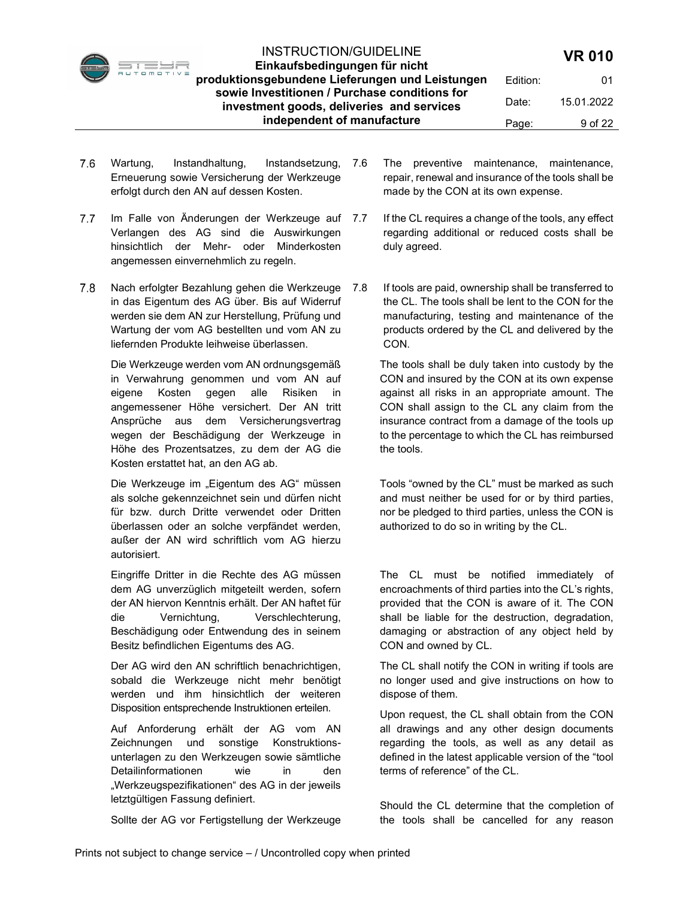7.6 Wartung, Instandhaltung, Instandsetzung, Erneuerung sowie Versicherung der Werkzeuge erfolgt durch den AN auf dessen Kosten.

7.6 The preventive maintenance, maintenance, repair, renewal and insurance of the tools shall be made by the CON at its own expense.

7.7 Im Falle von Änderungen der Werkzeuge auf Verlangen des AG sind die Auswirkungen hinsichtlich der Mehr- oder Minderkosten angemessen einvernehmlich zu regeln.

7.7 If the CL requires a change of the tools, any effect regarding additional or reduced costs shall be duly agreed.

7.8 Nach erfolgter Bezahlung gehen die Werkzeuge in das Eigentum des AG über. Bis auf Widerruf werden sie dem AN zur Herstellung, Prüfung und Wartung der vom AG bestellten und vom AN zu liefernden Produkte leihweise überlassen.

Die Werkzeuge werden vom AN ordnungsgemäß in Verwahrung genommen und vom AN auf eigene Kosten gegen alle Risiken in angemessener Höhe versichert. Der AN tritt Ansprüche aus dem Versicherungsvertrag wegen der Beschädigung der Werkzeuge in Höhe des Prozentsatzes, zu dem der AG die Kosten erstattet hat, an den AG ab.

Die Werkzeuge im „Eigentum des AG" müssen als solche gekennzeichnet sein und dürfen nicht für bzw. durch Dritte verwendet oder Dritten überlassen oder an solche verpfändet werden, außer der AN wird schriftlich vom AG hierzu autorisiert.

Eingriffe Dritter in die Rechte des AG müssen dem AG unverzüglich mitgeteilt werden, sofern der AN hiervon Kenntnis erhält. Der AN haftet für die Vernichtung, Verschlechterung, Beschädigung oder Entwendung des in seinem Besitz befindlichen Eigentums des AG.

Der AG wird den AN schriftlich benachrichtigen, sobald die Werkzeuge nicht mehr benötigt werden und ihm hinsichtlich der weiteren Disposition entsprechende Instruktionen erteilen.

Auf Anforderung erhält der AG vom AN Zeichnungen und sonstige Konstruktionsunterlagen zu den Werkzeugen sowie sämtliche Detailinformationen wie in den „Werkzeugspezifikationen" des AG in der jeweils letztgültigen Fassung definiert.

Sollte der AG vor Fertigstellung der Werkzeuge

7.8 If tools are paid, ownership shall be transferred to the CL. The tools shall be lent to the CON for the manufacturing, testing and maintenance of the products ordered by the CL and delivered by the CON.

The tools shall be duly taken into custody by the CON and insured by the CON at its own expense against all risks in an appropriate amount. The CON shall assign to the CL any claim from the insurance contract from a damage of the tools up to the percentage to which the CL has reimbursed the tools.

Tools "owned by the CL" must be marked as such and must neither be used for or by third parties, nor be pledged to third parties, unless the CON is authorized to do so in writing by the CL.

The CL must be notified immediately of encroachments of third parties into the CL's rights, provided that the CON is aware of it. The CON shall be liable for the destruction, degradation, damaging or abstraction of any object held by CON and owned by CL.

The CL shall notify the CON in writing if tools are no longer used and give instructions on how to dispose of them.

Upon request, the CL shall obtain from the CON all drawings and any other design documents regarding the tools, as well as any detail as defined in the latest applicable version of the "tool terms of reference" of the CL.

Should the CL determine that the completion of the tools shall be cancelled for any reason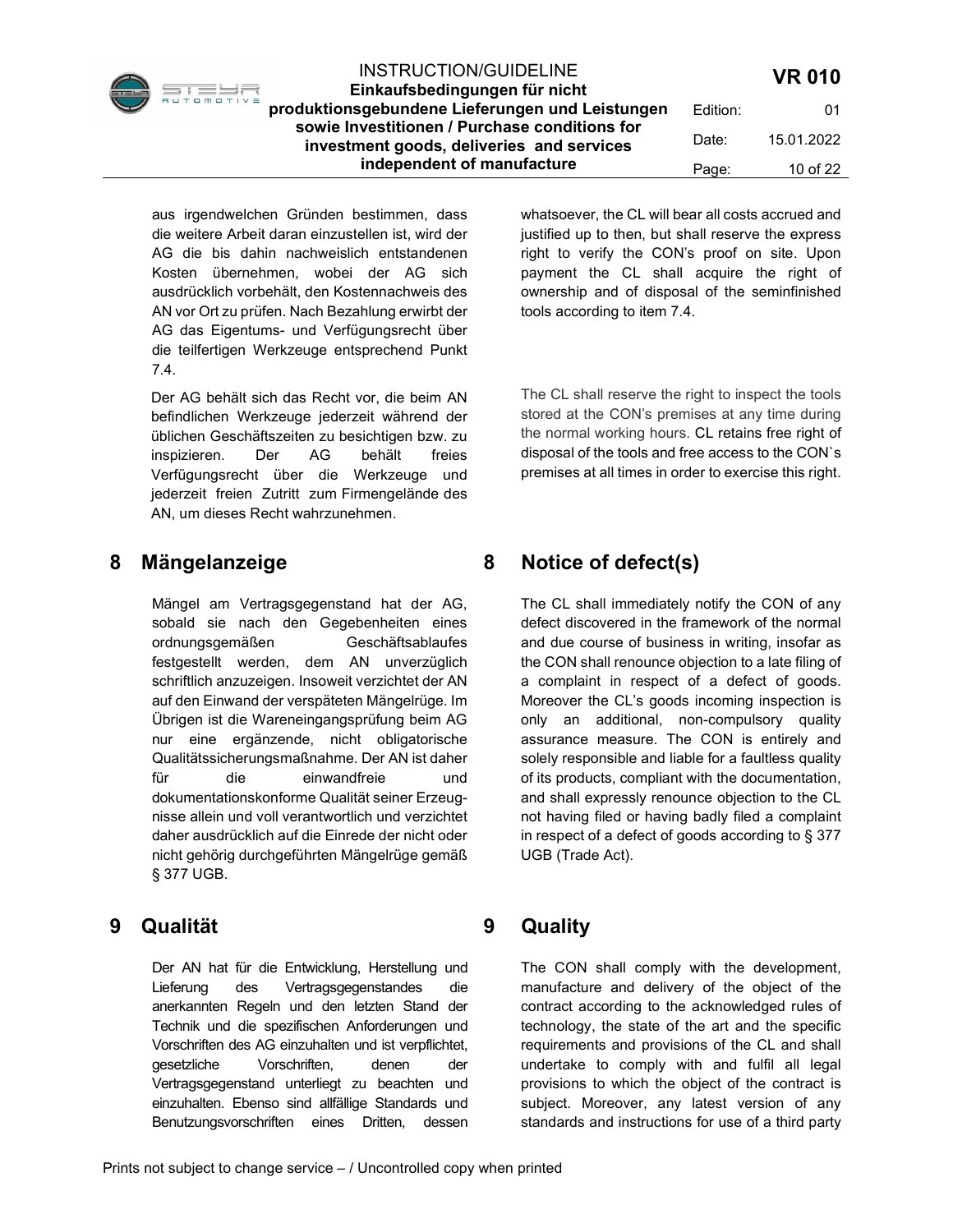aus irgendwelchen Gründen bestimmen, dass die weitere Arbeit daran einzustellen ist, wird der AG die bis dahin nachweislich entstandenen Kosten übernehmen, wobei der AG sich ausdrücklich vorbehält, den Kostennachweis des AN vor Ort zu prüfen. Nach Bezahlung erwirbt der AG das Eigentums- und Verfügungsrecht über die teilfertigen Werkzeuge entsprechend Punkt 7.4.

whatsoever, the CL will bear all costs accrued and justified up to then, but shall reserve the express right to verify the CON's proof on site. Upon payment the CL shall acquire the right of ownership and of disposal of the seminfinished tools according to item 7.4.

Der AG behält sich das Recht vor, die beim AN befindlichen Werkzeuge jederzeit während der üblichen Geschäftszeiten zu besichtigen bzw. zu inspizieren. Der AG behält freies Verfügungsrecht über die Werkzeuge und jederzeit freien Zutritt zum Firmengelände des AN, um dieses Recht wahrzunehmen.

The CL shall reserve the right to inspect the tools stored at the CON's premises at any time during the normal working hours. CL retains free right of disposal of the tools and free access to the CON`s premises at all times in order to exercise this right.

# 8 Mängelanzeige

Mängel am Vertragsgegenstand hat der AG, sobald sie nach den Gegebenheiten eines ordnungsgemäßen Geschäftsablaufes festgestellt werden, dem AN unverzüglich schriftlich anzuzeigen. Insoweit verzichtet der AN auf den Einwand der verspäteten Mängelrüge. Im Übrigen ist die Wareneingangsprüfung beim AG nur eine ergänzende, nicht obligatorische Qualitätssicherungsmaßnahme. Der AN ist daher für die einwandfreie und dokumentationskonforme Qualität seiner Erzeugnisse allein und voll verantwortlich und verzichtet daher ausdrücklich auf die Einrede der nicht oder nicht gehörig durchgeführten Mängelrüge gemäß § 377 UGB.

# 8 Notice of defect(s)

The CL shall immediately notify the CON of any defect discovered in the framework of the normal and due course of business in writing, insofar as the CON shall renounce objection to a late filing of a complaint in respect of a defect of goods. Moreover the CL's goods incoming inspection is only an additional, non-compulsory quality assurance measure. The CON is entirely and solely responsible and liable for a faultless quality of its products, compliant with the documentation, and shall expressly renounce objection to the CL not having filed or having badly filed a complaint in respect of a defect of goods according to § 377 UGB (Trade Act).

# 9 Qualität

Der AN hat für die Entwicklung, Herstellung und Lieferung des Vertragsgegenstandes die anerkannten Regeln und den letzten Stand der Technik und die spezifischen Anforderungen und Vorschriften des AG einzuhalten und ist verpflichtet, gesetzliche Vorschriften, denen der Vertragsgegenstand unterliegt zu beachten und einzuhalten. Ebenso sind allfällige Standards und Benutzungsvorschriften eines Dritten, dessen

# 9 Quality

The CON shall comply with the development, manufacture and delivery of the object of the contract according to the acknowledged rules of technology, the state of the art and the specific requirements and provisions of the CL and shall undertake to comply with and fulfil all legal provisions to which the object of the contract is subject. Moreover, any latest version of any standards and instructions for use of a third party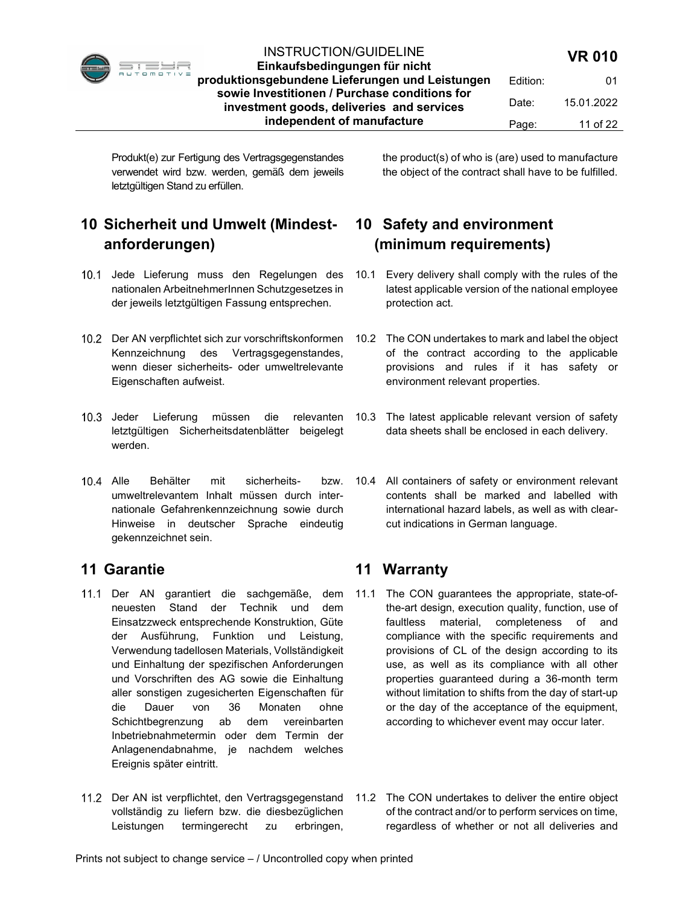Produkt(e) zur Fertigung des Vertragsgegenstandes verwendet wird bzw. werden, gemäß dem jeweils letztgültigen Stand zu erfüllen.

the product(s) of who is (are) used to manufacture the object of the contract shall have to be fulfilled.

## 10 Sicherheit und Umwelt (Mindest-anforderungen)

## 10 Safety and environment (minimum requirements)

10.1 Jede Lieferung muss den Regelungen des nationalen ArbeitnehmerInnen Schutzgesetzes in der jeweils letztgültigen Fassung entsprechen.

10.1 Every delivery shall comply with the rules of the latest applicable version of the national employee protection act.

10.2 Der AN verpflichtet sich zur vorschriftskonformen Kennzeichnung des Vertragsgegenstandes, wenn dieser sicherheits- oder umweltrelevante Eigenschaften aufweist.

10.2 The CON undertakes to mark and label the object of the contract according to the applicable provisions and rules if it has safety or environment relevant properties.

10.3 Jeder Lieferung müssen die relevanten letztgültigen Sicherheitsdatenblätter beigelegt werden.

10.3 The latest applicable relevant version of safety data sheets shall be enclosed in each delivery.

10.4 Alle Behälter mit sicherheits- bzw. umweltrelevantem Inhalt müssen durch internationale Gefahrenkennzeichnung sowie durch Hinweise in deutscher Sprache eindeutig gekennzeichnet sein.

10.4 All containers of safety or environment relevant contents shall be marked and labelled with international hazard labels, as well as with clear-cut indications in German language.

## 11 Garantie

## 11 Warranty

11.1 Der AN garantiert die sachgemäße, dem neuesten Stand der Technik und dem Einsatzzweck entsprechende Konstruktion, Güte der Ausführung, Funktion und Leistung, Verwendung tadellosen Materials, Vollständigkeit und Einhaltung der spezifischen Anforderungen und Vorschriften des AG sowie die Einhaltung aller sonstigen zugesicherten Eigenschaften für die Dauer von 36 Monaten ohne Schichtbegrenzung ab dem vereinbarten Inbetriebnahmetermin oder dem Termin der Anlagenendabnahme, je nachdem welches Ereignis später eintritt.

11.1 The CON guarantees the appropriate, state-of-the-art design, execution quality, function, use of faultless material, completeness of and compliance with the specific requirements and provisions of CL of the design according to its use, as well as its compliance with all other properties guaranteed during a 36-month term without limitation to shifts from the day of start-up or the day of the acceptance of the equipment, according to whichever event may occur later.

11.2 Der AN ist verpflichtet, den Vertragsgegenstand vollständig zu liefern bzw. die diesbezüglichen Leistungen termingerecht zu erbringen,

11.2 The CON undertakes to deliver the entire object of the contract and/or to perform services on time, regardless of whether or not all deliveries and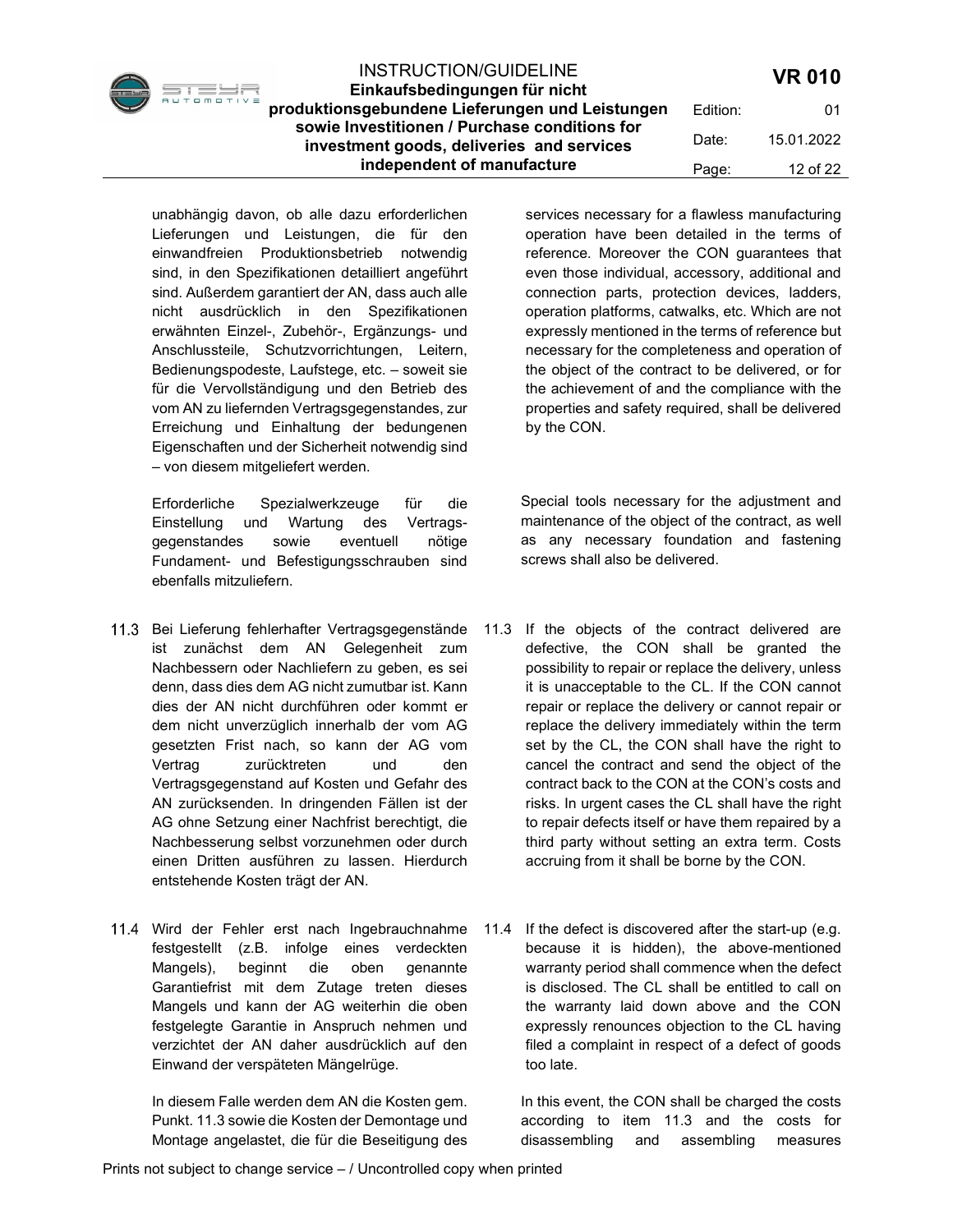unabhängig davon, ob alle dazu erforderlichen Lieferungen und Leistungen, die für den einwandfreien Produktionsbetrieb notwendig sind, in den Spezifikationen detailliert angeführt sind. Außerdem garantiert der AN, dass auch alle nicht ausdrücklich in den Spezifikationen erwähnten Einzel-, Zubehör-, Ergänzungs- und Anschlussteile, Schutzvorrichtungen, Leitern, Bedienungspodeste, Laufstege, etc. – soweit sie für die Vervollständigung und den Betrieb des vom AN zu liefernden Vertragsgegenstandes, zur Erreichung und Einhaltung der bedungenen Eigenschaften und der Sicherheit notwendig sind – von diesem mitgeliefert werden.

services necessary for a flawless manufacturing operation have been detailed in the terms of reference. Moreover the CON guarantees that even those individual, accessory, additional and connection parts, protection devices, ladders, operation platforms, catwalks, etc. Which are not expressly mentioned in the terms of reference but necessary for the completeness and operation of the object of the contract to be delivered, or for the achievement of and the compliance with the properties and safety required, shall be delivered by the CON.

Erforderliche Spezialwerkzeuge für die Einstellung und Wartung des Vertragsgegenstandes sowie eventuell nötige Fundament- und Befestigungsschrauben sind ebenfalls mitzuliefern.

Special tools necessary for the adjustment and maintenance of the object of the contract, as well as any necessary foundation and fastening screws shall also be delivered.

11.3 Bei Lieferung fehlerhafter Vertragsgegenstände ist zunächst dem AN Gelegenheit zum Nachbessern oder Nachliefern zu geben, es sei denn, dass dies dem AG nicht zumutbar ist. Kann dies der AN nicht durchführen oder kommt er dem nicht unverzüglich innerhalb der vom AG gesetzten Frist nach, so kann der AG vom Vertrag zurücktreten und den Vertragsgegenstand auf Kosten und Gefahr des AN zurücksenden. In dringenden Fällen ist der AG ohne Setzung einer Nachfrist berechtigt, die Nachbesserung selbst vorzunehmen oder durch einen Dritten ausführen zu lassen. Hierdurch entstehende Kosten trägt der AN.

11.3 If the objects of the contract delivered are defective, the CON shall be granted the possibility to repair or replace the delivery, unless it is unacceptable to the CL. If the CON cannot repair or replace the delivery or cannot repair or replace the delivery immediately within the term set by the CL, the CON shall have the right to cancel the contract and send the object of the contract back to the CON at the CON's costs and risks. In urgent cases the CL shall have the right to repair defects itself or have them repaired by a third party without setting an extra term. Costs accruing from it shall be borne by the CON.

11.4 Wird der Fehler erst nach Ingebrauchnahme festgestellt (z.B. infolge eines verdeckten Mangels), beginnt die oben genannte Garantiefrist mit dem Zutage treten dieses Mangels und kann der AG weiterhin die oben festgelegte Garantie in Anspruch nehmen und verzichtet der AN daher ausdrücklich auf den Einwand der verspäteten Mängelrüge.

11.4 If the defect is discovered after the start-up (e.g. because it is hidden), the above-mentioned warranty period shall commence when the defect is disclosed. The CL shall be entitled to call on the warranty laid down above and the CON expressly renounces objection to the CL having filed a complaint in respect of a defect of goods too late.

In diesem Falle werden dem AN die Kosten gem. Punkt. 11.3 sowie die Kosten der Demontage und Montage angelastet, die für die Beseitigung des

In this event, the CON shall be charged the costs according to item 11.3 and the costs for disassembling and assembling measures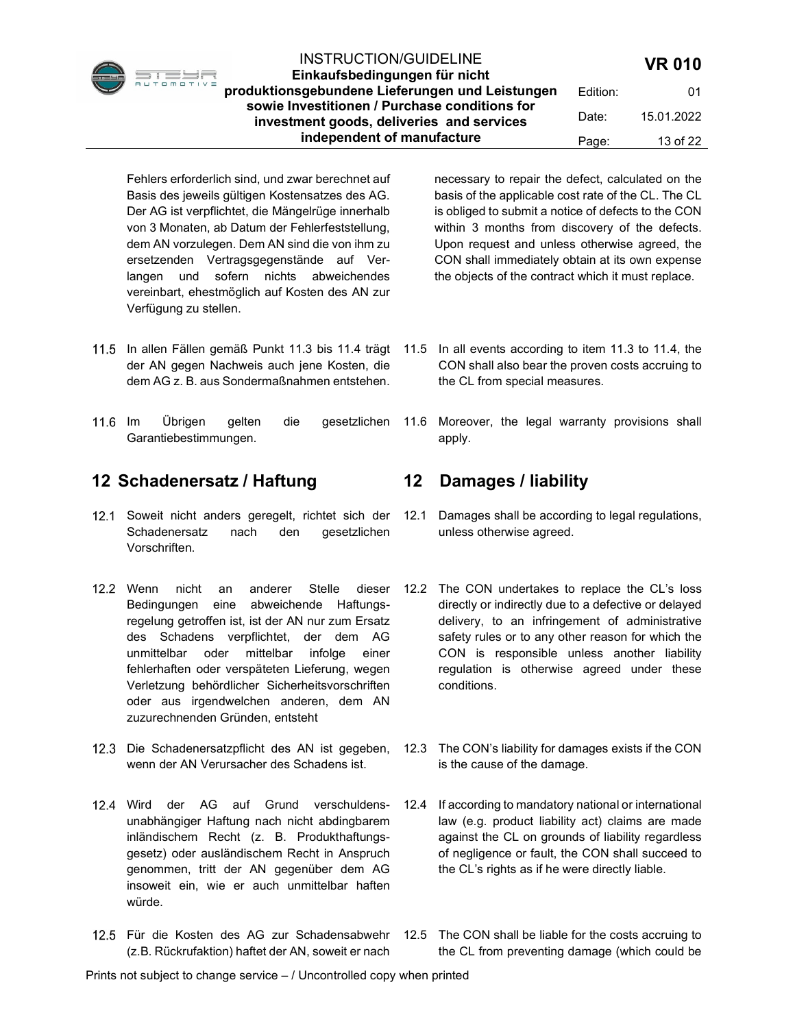Fehlers erforderlich sind, und zwar berechnet auf Basis des jeweils gültigen Kostensatzes des AG. Der AG ist verpflichtet, die Mängelrüge innerhalb von 3 Monaten, ab Datum der Fehlerfeststellung, dem AN vorzulegen. Dem AN sind die von ihm zu ersetzenden Vertragsgegenstände auf Verlangen und sofern nichts abweichendes vereinbart, ehestmöglich auf Kosten des AN zur Verfügung zu stellen.

necessary to repair the defect, calculated on the basis of the applicable cost rate of the CL. The CL is obliged to submit a notice of defects to the CON within 3 months from discovery of the defects. Upon request and unless otherwise agreed, the CON shall immediately obtain at its own expense the objects of the contract which it must replace.

11.5 In allen Fällen gemäß Punkt 11.3 bis 11.4 trägt der AN gegen Nachweis auch jene Kosten, die dem AG z. B. aus Sondermaßnahmen entstehen.

11.5 In all events according to item 11.3 to 11.4, the CON shall also bear the proven costs accruing to the CL from special measures.

11.6 Im Übrigen gelten die gesetzlichen Garantiebestimmungen.

11.6 Moreover, the legal warranty provisions shall apply.

## 12 Schadenersatz / Haftung

## 12 Damages / liability

12.1 Soweit nicht anders geregelt, richtet sich der Schadenersatz nach den gesetzlichen Vorschriften.

12.1 Damages shall be according to legal regulations, unless otherwise agreed.

12.2 Wenn nicht an anderer Stelle dieser Bedingungen eine abweichende Haftungsregelung getroffen ist, ist der AN nur zum Ersatz des Schadens verpflichtet, der dem AG unmittelbar oder mittelbar infolge einer fehlerhaften oder verspäteten Lieferung, wegen Verletzung behördlicher Sicherheitsvorschriften oder aus irgendwelchen anderen, dem AN zuzurechnenden Gründen, entsteht

12.2 The CON undertakes to replace the CL's loss directly or indirectly due to a defective or delayed delivery, to an infringement of administrative safety rules or to any other reason for which the CON is responsible unless another liability regulation is otherwise agreed under these conditions.

12.3 Die Schadenersatzpflicht des AN ist gegeben, wenn der AN Verursacher des Schadens ist.

12.3 The CON's liability for damages exists if the CON is the cause of the damage.

12.4 Wird der AG auf Grund verschuldensunabhängiger Haftung nach nicht abdingbarem inländischem Recht (z. B. Produkthaftungsgesetz) oder ausländischem Recht in Anspruch genommen, tritt der AN gegenüber dem AG insoweit ein, wie er auch unmittelbar haften würde.

12.4 If according to mandatory national or international law (e.g. product liability act) claims are made against the CL on grounds of liability regardless of negligence or fault, the CON shall succeed to the CL's rights as if he were directly liable.

12.5 Für die Kosten des AG zur Schadensabwehr (z.B. Rückrufaktion) haftet der AN, soweit er nach

12.5 The CON shall be liable for the costs accruing to the CL from preventing damage (which could be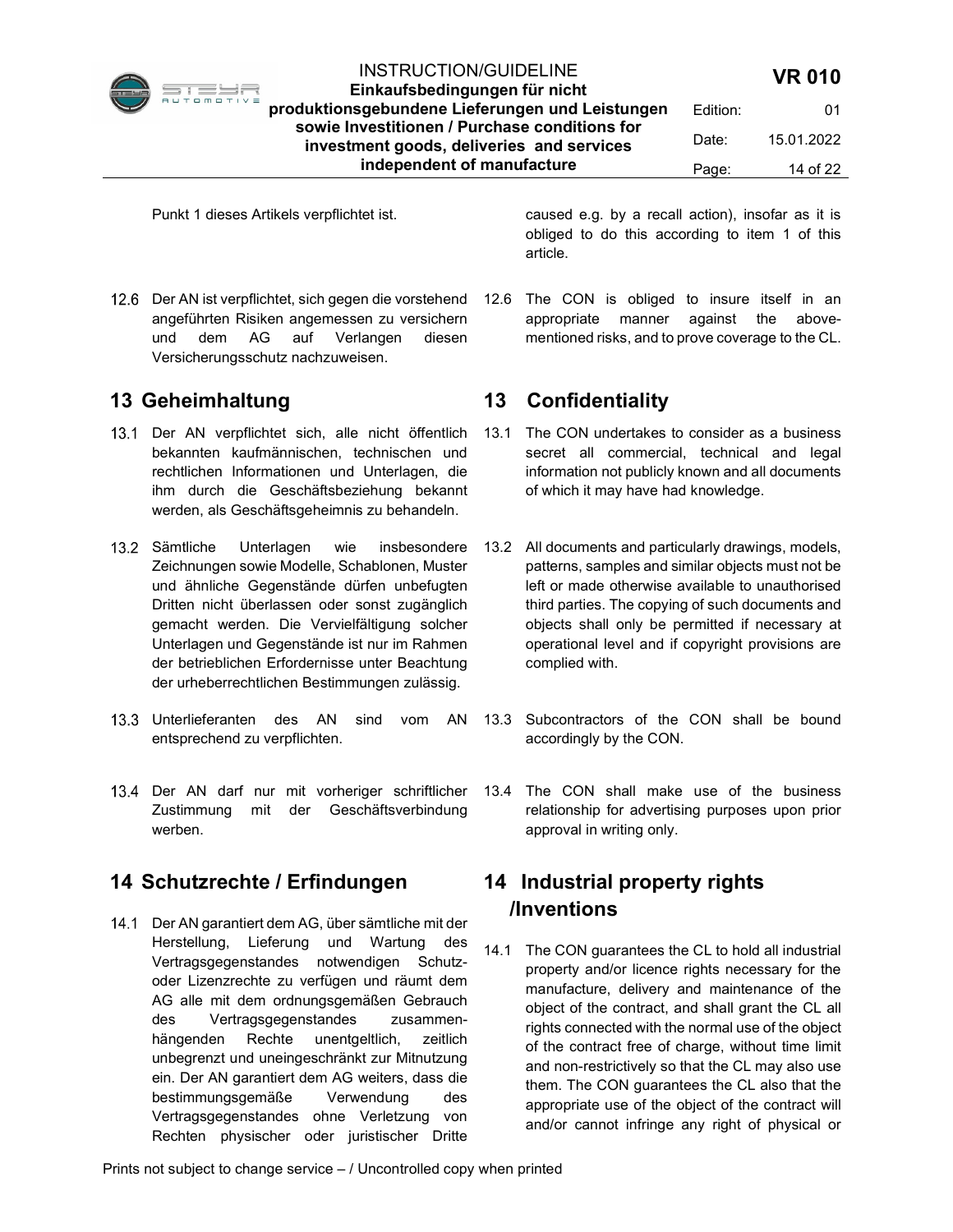Punkt 1 dieses Artikels verpflichtet ist.

caused e.g. by a recall action), insofar as it is obliged to do this according to item 1 of this article.

12.6 Der AN ist verpflichtet, sich gegen die vorstehend angeführten Risiken angemessen zu versichern und dem AG auf Verlangen diesen Versicherungsschutz nachzuweisen.

12.6 The CON is obliged to insure itself in an appropriate manner against the above-mentioned risks, and to prove coverage to the CL.

## 13 Geheimhaltung

## 13 Confidentiality

13.1 Der AN verpflichtet sich, alle nicht öffentlich bekannten kaufmännischen, technischen und rechtlichen Informationen und Unterlagen, die ihm durch die Geschäftsbeziehung bekannt werden, als Geschäftsgeheimnis zu behandeln.

13.1 The CON undertakes to consider as a business secret all commercial, technical and legal information not publicly known and all documents of which it may have had knowledge.

13.2 Sämtliche Unterlagen wie insbesondere Zeichnungen sowie Modelle, Schablonen, Muster und ähnliche Gegenstände dürfen unbefugten Dritten nicht überlassen oder sonst zugänglich gemacht werden. Die Vervielfältigung solcher Unterlagen und Gegenstände ist nur im Rahmen der betrieblichen Erfordernisse unter Beachtung der urheberrechtlichen Bestimmungen zulässig.

13.2 All documents and particularly drawings, models, patterns, samples and similar objects must not be left or made otherwise available to unauthorised third parties. The copying of such documents and objects shall only be permitted if necessary at operational level and if copyright provisions are complied with.

13.3 Unterlieferanten des AN sind vom AN entsprechend zu verpflichten.

13.3 Subcontractors of the CON shall be bound accordingly by the CON.

13.4 Der AN darf nur mit vorheriger schriftlicher Zustimmung mit der Geschäftsverbindung werben.

13.4 The CON shall make use of the business relationship for advertising purposes upon prior approval in writing only.

## 14 Schutzrechte / Erfindungen

## 14 Industrial property rights /Inventions

14.1 Der AN garantiert dem AG, über sämtliche mit der Herstellung, Lieferung und Wartung des Vertragsgegenstandes notwendigen Schutz- oder Lizenzrechte zu verfügen und räumt dem AG alle mit dem ordnungsgemäßen Gebrauch des Vertragsgegenstandes zusammenhängenden Rechte unentgeltlich, zeitlich unbegrenzt und uneingeschränkt zur Mitnutzung ein. Der AN garantiert dem AG weiters, dass die bestimmungsgemäße Verwendung des Vertragsgegenstandes ohne Verletzung von Rechten physischer oder juristischer Dritte

14.1 The CON guarantees the CL to hold all industrial property and/or licence rights necessary for the manufacture, delivery and maintenance of the object of the contract, and shall grant the CL all rights connected with the normal use of the object of the contract free of charge, without time limit and non-restrictively so that the CL may also use them. The CON guarantees the CL also that the appropriate use of the object of the contract will and/or cannot infringe any right of physical or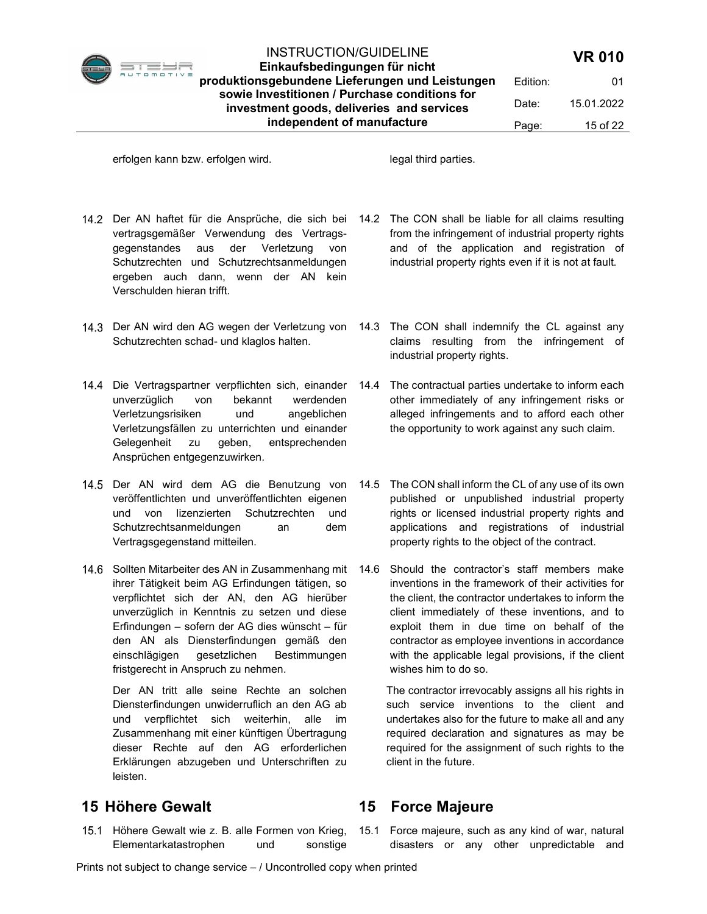erfolgen kann bzw. erfolgen wird.

legal third parties.

14.2 Der AN haftet für die Ansprüche, die sich bei vertragsgemäßer Verwendung des Vertragsgegenstandes aus der Verletzung von Schutzrechten und Schutzrechtsanmeldungen ergeben auch dann, wenn der AN kein Verschulden hieran trifft.

14.2 The CON shall be liable for all claims resulting from the infringement of industrial property rights and of the application and registration of industrial property rights even if it is not at fault.

14.3 Der AN wird den AG wegen der Verletzung von Schutzrechten schad- und klaglos halten.

14.3 The CON shall indemnify the CL against any claims resulting from the infringement of industrial property rights.

14.4 Die Vertragspartner verpflichten sich, einander unverzüglich von bekannt werdenden Verletzungsrisiken und angeblichen Verletzungsfällen zu unterrichten und einander Gelegenheit zu geben, entsprechenden Ansprüchen entgegenzuwirken.

14.4 The contractual parties undertake to inform each other immediately of any infringement risks or alleged infringements and to afford each other the opportunity to work against any such claim.

14.5 Der AN wird dem AG die Benutzung von veröffentlichten und unveröffentlichten eigenen und von lizenzierten Schutzrechten und Schutzrechtsanmeldungen an dem Vertragsgegenstand mitteilen.

14.5 The CON shall inform the CL of any use of its own published or unpublished industrial property rights or licensed industrial property rights and applications and registrations of industrial property rights to the object of the contract.

14.6 Sollten Mitarbeiter des AN in Zusammenhang mit ihrer Tätigkeit beim AG Erfindungen tätigen, so verpflichtet sich der AN, den AG hierüber unverzüglich in Kenntnis zu setzen und diese Erfindungen – sofern der AG dies wünscht – für den AN als Diensterfindungen gemäß den einschlägigen gesetzlichen Bestimmungen fristgerecht in Anspruch zu nehmen.

Der AN tritt alle seine Rechte an solchen Diensterfindungen unwiderruflich an den AG ab und verpflichtet sich weiterhin, alle im Zusammenhang mit einer künftigen Übertragung dieser Rechte auf den AG erforderlichen Erklärungen abzugeben und Unterschriften zu leisten.

14.6 Should the contractor's staff members make inventions in the framework of their activities for the client, the contractor undertakes to inform the client immediately of these inventions, and to exploit them in due time on behalf of the contractor as employee inventions in accordance with the applicable legal provisions, if the client wishes him to do so.

The contractor irrevocably assigns all his rights in such service inventions to the client and undertakes also for the future to make all and any required declaration and signatures as may be required for the assignment of such rights to the client in the future.

## 15 Höhere Gewalt

15.1 Höhere Gewalt wie z. B. alle Formen von Krieg, Elementarkatastrophen und sonstige

## 15 Force Majeure

15.1 Force majeure, such as any kind of war, natural disasters or any other unpredictable and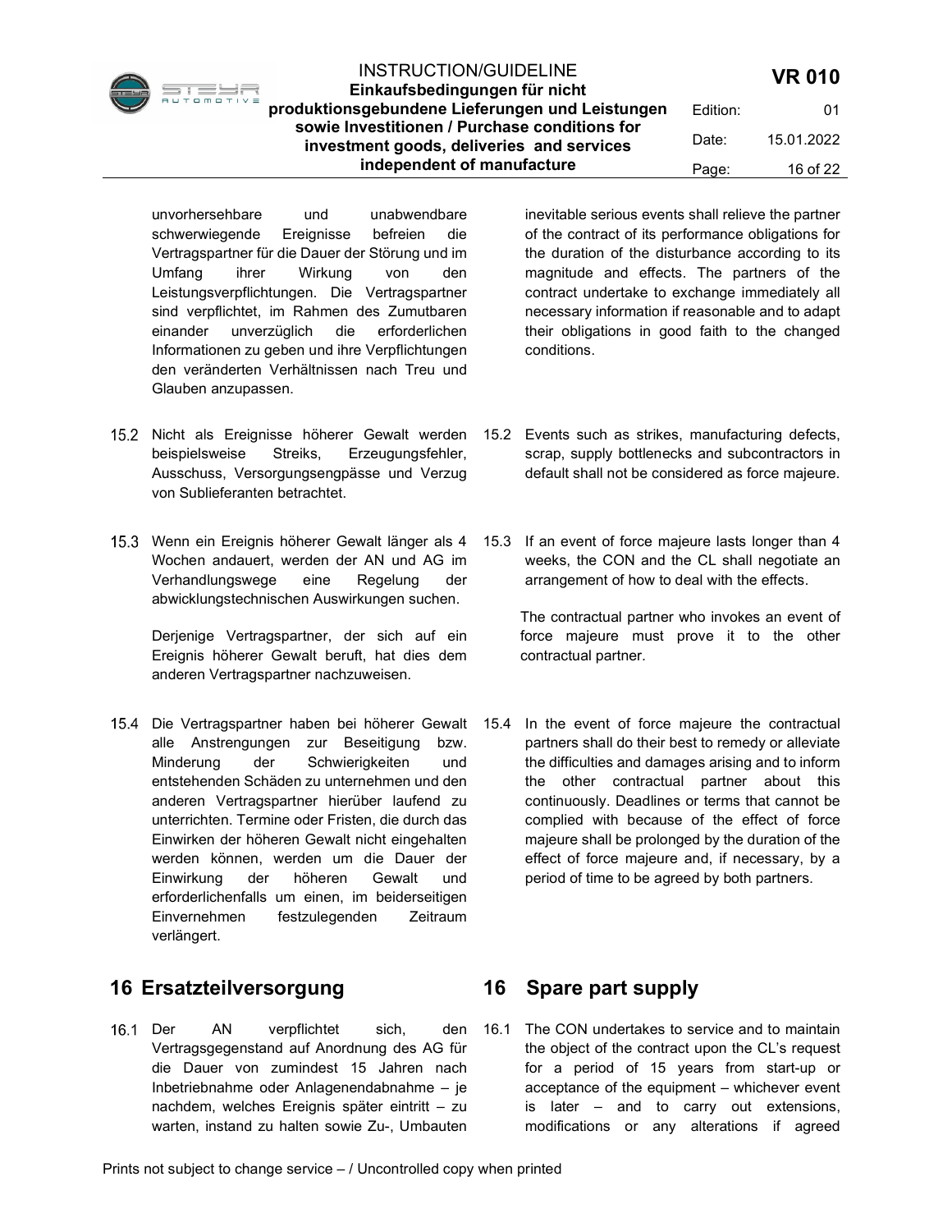unvorhersehbare und unabwendbare schwerwiegende Ereignisse befreien die Vertragspartner für die Dauer der Störung und im Umfang ihrer Wirkung von den Leistungsverpflichtungen. Die Vertragspartner sind verpflichtet, im Rahmen des Zumutbaren einander unverzüglich die erforderlichen Informationen zu geben und ihre Verpflichtungen den veränderten Verhältnissen nach Treu und Glauben anzupassen.

inevitable serious events shall relieve the partner of the contract of its performance obligations for the duration of the disturbance according to its magnitude and effects. The partners of the contract undertake to exchange immediately all necessary information if reasonable and to adapt their obligations in good faith to the changed conditions.

15.2 Nicht als Ereignisse höherer Gewalt werden beispielsweise Streiks, Erzeugungsfehler, Ausschuss, Versorgungsengpässe und Verzug von Sublieferanten betrachtet.

15.2 Events such as strikes, manufacturing defects, scrap, supply bottlenecks and subcontractors in default shall not be considered as force majeure.

15.3 Wenn ein Ereignis höherer Gewalt länger als 4 Wochen andauert, werden der AN und AG im Verhandlungswege eine Regelung der abwicklungstechnischen Auswirkungen suchen.

Derjenige Vertragspartner, der sich auf ein Ereignis höherer Gewalt beruft, hat dies dem anderen Vertragspartner nachzuweisen.

15.3 If an event of force majeure lasts longer than 4 weeks, the CON and the CL shall negotiate an arrangement of how to deal with the effects.

The contractual partner who invokes an event of force majeure must prove it to the other contractual partner.

15.4 Die Vertragspartner haben bei höherer Gewalt alle Anstrengungen zur Beseitigung bzw. Minderung der Schwierigkeiten und entstehenden Schäden zu unternehmen und den anderen Vertragspartner hierüber laufend zu unterrichten. Termine oder Fristen, die durch das Einwirken der höheren Gewalt nicht eingehalten werden können, werden um die Dauer der Einwirkung der höheren Gewalt und erforderlichenfalls um einen, im beiderseitigen Einvernehmen festzulegenden Zeitraum verlängert.

15.4 In the event of force majeure the contractual partners shall do their best to remedy or alleviate the difficulties and damages arising and to inform the other contractual partner about this continuously. Deadlines or terms that cannot be complied with because of the effect of force majeure shall be prolonged by the duration of the effect of force majeure and, if necessary, by a period of time to be agreed by both partners.

## 16 Ersatzteilversorgung

## 16 Spare part supply

16.1 Der AN verpflichtet sich, den Vertragsgegenstand auf Anordnung des AG für die Dauer von zumindest 15 Jahren nach Inbetriebnahme oder Anlagenendabnahme – je nachdem, welches Ereignis später eintritt – zu warten, instand zu halten sowie Zu-, Umbauten

16.1 The CON undertakes to service and to maintain the object of the contract upon the CL's request for a period of 15 years from start-up or acceptance of the equipment – whichever event is later – and to carry out extensions, modifications or any alterations if agreed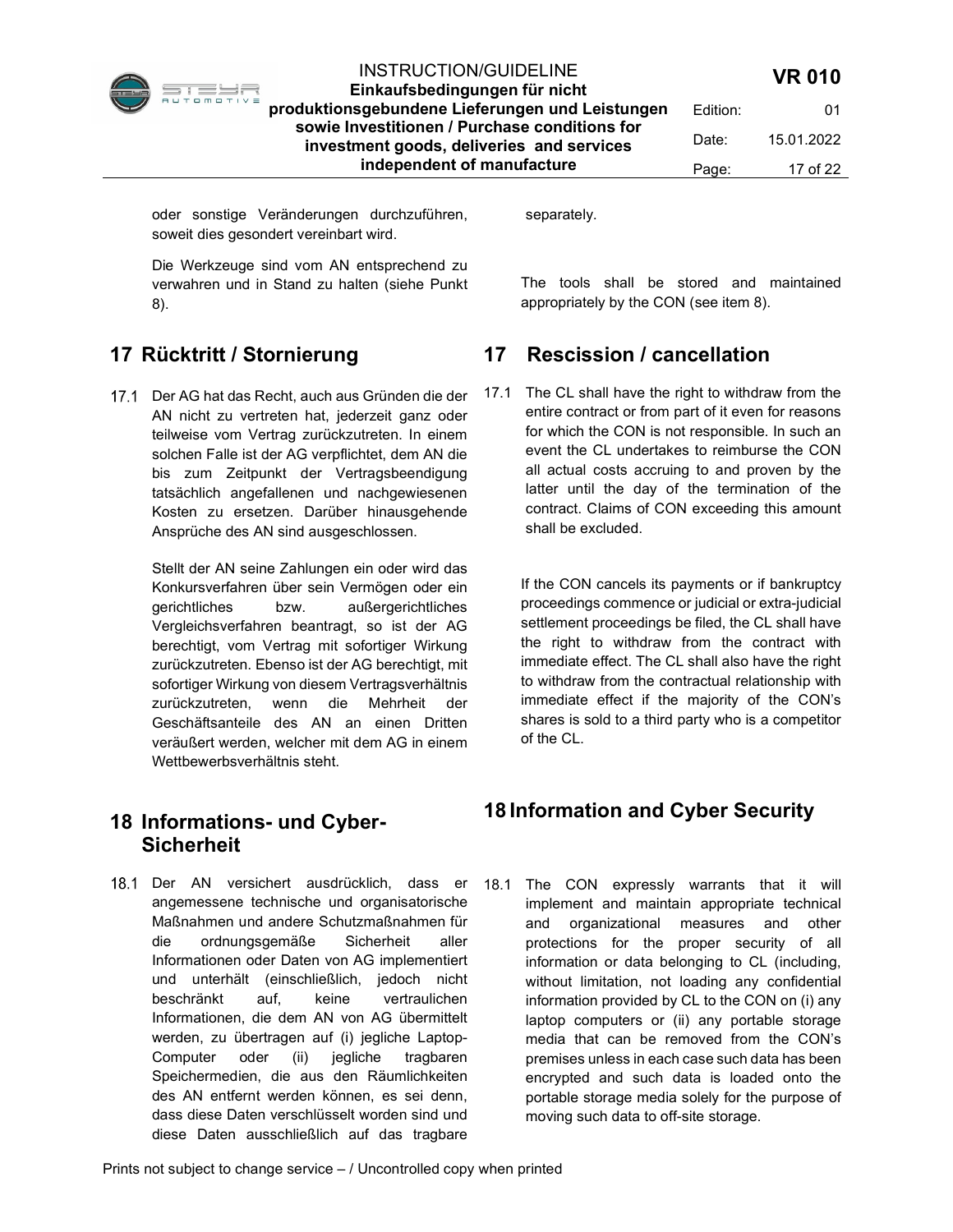oder sonstige Veränderungen durchzuführen, soweit dies gesondert vereinbart wird.

separately.

Die Werkzeuge sind vom AN entsprechend zu verwahren und in Stand zu halten (siehe Punkt 8).

The tools shall be stored and maintained appropriately by the CON (see item 8).

## 17 Rücktritt / Stornierung

## 17 Rescission / cancellation

17.1 Der AG hat das Recht, auch aus Gründen die der AN nicht zu vertreten hat, jederzeit ganz oder teilweise vom Vertrag zurückzutreten. In einem solchen Falle ist der AG verpflichtet, dem AN die bis zum Zeitpunkt der Vertragsbeendigung tatsächlich angefallenen und nachgewiesenen Kosten zu ersetzen. Darüber hinausgehende Ansprüche des AN sind ausgeschlossen.

Stellt der AN seine Zahlungen ein oder wird das Konkursverfahren über sein Vermögen oder ein gerichtliches bzw. außergerichtliches Vergleichsverfahren beantragt, so ist der AG berechtigt, vom Vertrag mit sofortiger Wirkung zurückzutreten. Ebenso ist der AG berechtigt, mit sofortiger Wirkung von diesem Vertragsverhältnis zurückzutreten, wenn die Mehrheit der Geschäftsanteile des AN an einen Dritten veräußert werden, welcher mit dem AG in einem Wettbewerbsverhältnis steht.

17.1 The CL shall have the right to withdraw from the entire contract or from part of it even for reasons for which the CON is not responsible. In such an event the CL undertakes to reimburse the CON all actual costs accruing to and proven by the latter until the day of the termination of the contract. Claims of CON exceeding this amount shall be excluded.

If the CON cancels its payments or if bankruptcy proceedings commence or judicial or extra-judicial settlement proceedings be filed, the CL shall have the right to withdraw from the contract with immediate effect. The CL shall also have the right to withdraw from the contractual relationship with immediate effect if the majority of the CON's shares is sold to a third party who is a competitor of the CL.

## 18 Informations- und Cyber-Sicherheit

## 18 Information and Cyber Security

18.1 Der AN versichert ausdrücklich, dass er angemessene technische und organisatorische Maßnahmen und andere Schutzmaßnahmen für die ordnungsgemäße Sicherheit aller Informationen oder Daten von AG implementiert und unterhält (einschließlich, jedoch nicht beschränkt auf, keine vertraulichen Informationen, die dem AN von AG übermittelt werden, zu übertragen auf (i) jegliche Laptop-Computer oder (ii) jegliche tragbaren Speichermedien, die aus den Räumlichkeiten des AN entfernt werden können, es sei denn, dass diese Daten verschlüsselt worden sind und diese Daten ausschließlich auf das tragbare

18.1 The CON expressly warrants that it will implement and maintain appropriate technical and organizational measures and other protections for the proper security of all information or data belonging to CL (including, without limitation, not loading any confidential information provided by CL to the CON on (i) any laptop computers or (ii) any portable storage media that can be removed from the CON's premises unless in each case such data has been encrypted and such data is loaded onto the portable storage media solely for the purpose of moving such data to off-site storage.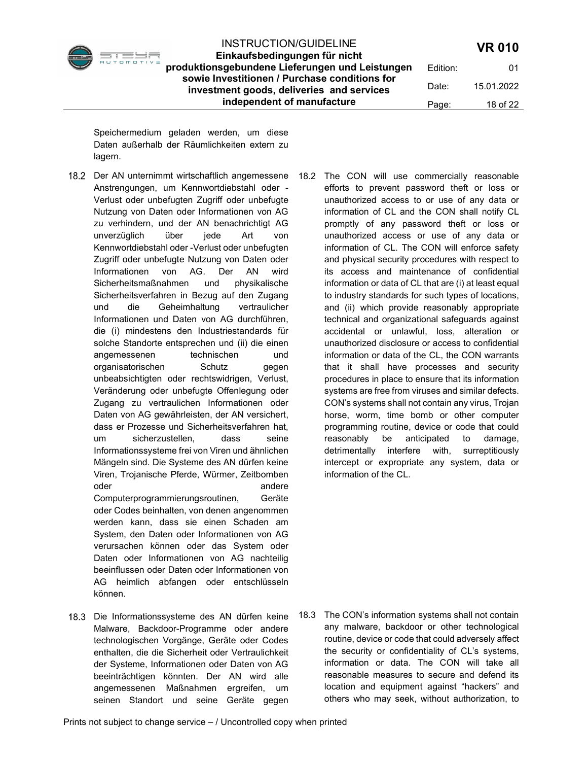Speichermedium geladen werden, um diese Daten außerhalb der Räumlichkeiten extern zu lagern.

18.2 Der AN unternimmt wirtschaftlich angemessene Anstrengungen, um Kennwortdiebstahl oder -Verlust oder unbefugten Zugriff oder unbefugte Nutzung von Daten oder Informationen von AG zu verhindern, und der AN benachrichtigt AG unverzüglich über jede Art von Kennwortdiebstahl oder -Verlust oder unbefugten Zugriff oder unbefugte Nutzung von Daten oder Informationen von AG. Der AN wird Sicherheitsmaßnahmen und physikalische Sicherheitsverfahren in Bezug auf den Zugang und die Geheimhaltung vertraulicher Informationen und Daten von AG durchführen, die (i) mindestens den Industriestandards für solche Standorte entsprechen und (ii) die einen angemessenen technischen und organisatorischen Schutz gegen unbeabsichtigten oder rechtswidrigen, Verlust, Veränderung oder unbefugte Offenlegung oder Zugang zu vertraulichen Informationen oder Daten von AG gewährleisten, der AN versichert, dass er Prozesse und Sicherheitsverfahren hat, um sicherzustellen, dass seine Informationssysteme frei von Viren und ähnlichen Mängeln sind. Die Systeme des AN dürfen keine Viren, Trojanische Pferde, Würmer, Zeitbomben oder andere Computerprogrammierungsroutinen, Geräte oder Codes beinhalten, von denen angenommen werden kann, dass sie einen Schaden am System, den Daten oder Informationen von AG verursachen können oder das System oder Daten oder Informationen von AG nachteilig beeinflussen oder Daten oder Informationen von AG heimlich abfangen oder entschlüsseln können.

18.3 Die Informationssysteme des AN dürfen keine Malware, Backdoor-Programme oder andere technologischen Vorgänge, Geräte oder Codes enthalten, die die Sicherheit oder Vertraulichkeit der Systeme, Informationen oder Daten von AG beeinträchtigen könnten. Der AN wird alle angemessenen Maßnahmen ergreifen, um seinen Standort und seine Geräte gegen

18.2 The CON will use commercially reasonable efforts to prevent password theft or loss or unauthorized access to or use of any data or information of CL and the CON shall notify CL promptly of any password theft or loss or unauthorized access or use of any data or information of CL. The CON will enforce safety and physical security procedures with respect to its access and maintenance of confidential information or data of CL that are (i) at least equal to industry standards for such types of locations, and (ii) which provide reasonably appropriate technical and organizational safeguards against accidental or unlawful, loss, alteration or unauthorized disclosure or access to confidential information or data of the CL, the CON warrants that it shall have processes and security procedures in place to ensure that its information systems are free from viruses and similar defects. CON's systems shall not contain any virus, Trojan horse, worm, time bomb or other computer programming routine, device or code that could reasonably be anticipated to damage, detrimentally interfere with, surreptitiously intercept or expropriate any system, data or information of the CL.

18.3 The CON's information systems shall not contain any malware, backdoor or other technological routine, device or code that could adversely affect the security or confidentiality of CL's systems, information or data. The CON will take all reasonable measures to secure and defend its location and equipment against "hackers" and others who may seek, without authorization, to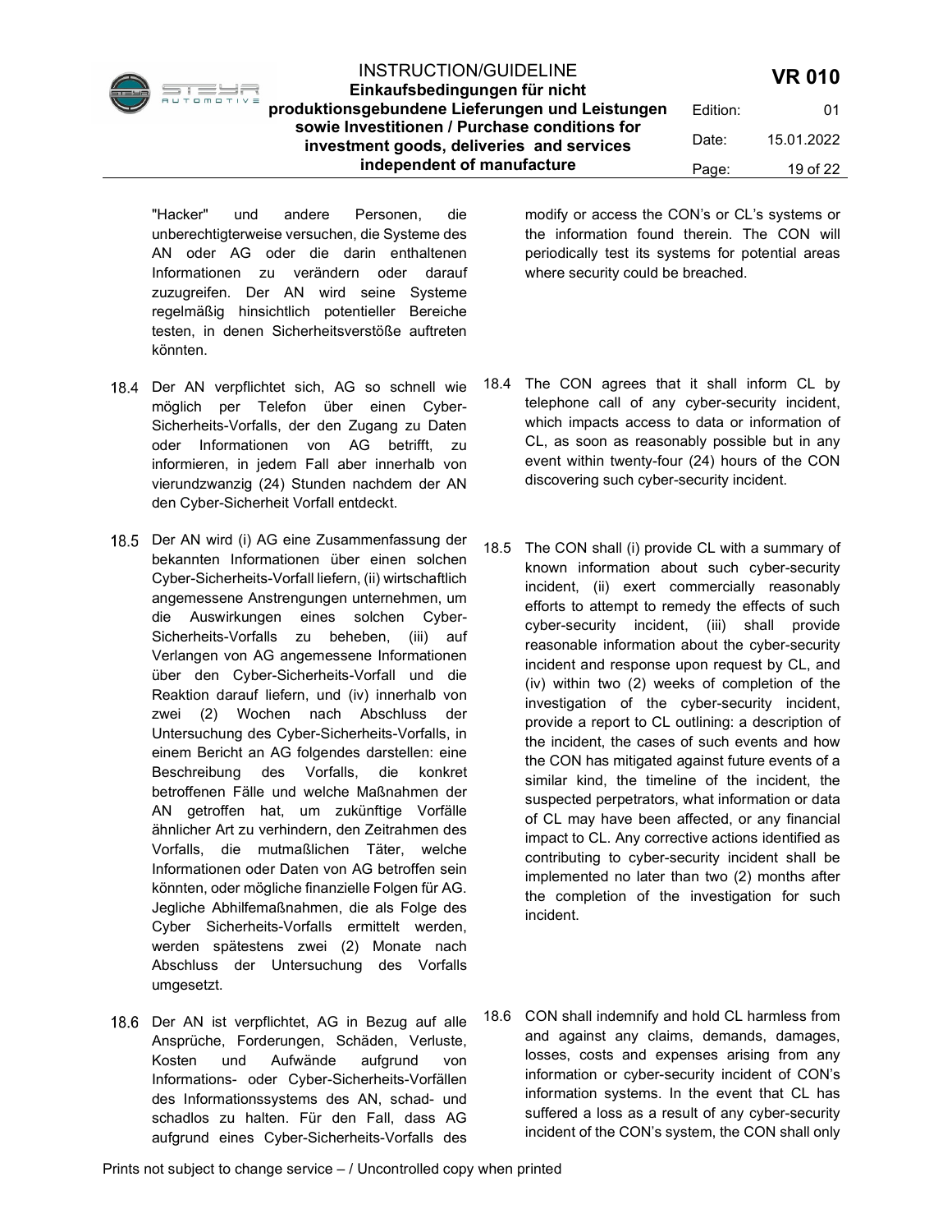"Hacker" und andere Personen, die unberechtigterweise versuchen, die Systeme des AN oder AG oder die darin enthaltenen Informationen zu verändern oder darauf zuzugreifen. Der AN wird seine Systeme regelmäßig hinsichtlich potentieller Bereiche testen, in denen Sicherheitsverstöße auftreten könnten.

modify or access the CON's or CL's systems or the information found therein. The CON will periodically test its systems for potential areas where security could be breached.

18.4 Der AN verpflichtet sich, AG so schnell wie möglich per Telefon über einen Cyber-Sicherheits-Vorfalls, der den Zugang zu Daten oder Informationen von AG betrifft, zu informieren, in jedem Fall aber innerhalb von vierundzwanzig (24) Stunden nachdem der AN den Cyber-Sicherheit Vorfall entdeckt.

18.4 The CON agrees that it shall inform CL by telephone call of any cyber-security incident, which impacts access to data or information of CL, as soon as reasonably possible but in any event within twenty-four (24) hours of the CON discovering such cyber-security incident.

18.5 Der AN wird (i) AG eine Zusammenfassung der bekannten Informationen über einen solchen Cyber-Sicherheits-Vorfall liefern, (ii) wirtschaftlich angemessene Anstrengungen unternehmen, um die Auswirkungen eines solchen Cyber-Sicherheits-Vorfalls zu beheben, (iii) auf Verlangen von AG angemessene Informationen über den Cyber-Sicherheits-Vorfall und die Reaktion darauf liefern, und (iv) innerhalb von zwei (2) Wochen nach Abschluss der Untersuchung des Cyber-Sicherheits-Vorfalls, in einem Bericht an AG folgendes darstellen: eine Beschreibung des Vorfalls, die konkret betroffenen Fälle und welche Maßnahmen der AN getroffen hat, um zukünftige Vorfälle ähnlicher Art zu verhindern, den Zeitrahmen des Vorfalls, die mutmaßlichen Täter, welche Informationen oder Daten von AG betroffen sein könnten, oder mögliche finanzielle Folgen für AG. Jegliche Abhilfemaßnahmen, die als Folge des Cyber Sicherheits-Vorfalls ermittelt werden, werden spätestens zwei (2) Monate nach Abschluss der Untersuchung des Vorfalls umgesetzt.

18.5 The CON shall (i) provide CL with a summary of known information about such cyber-security incident, (ii) exert commercially reasonably efforts to attempt to remedy the effects of such cyber-security incident, (iii) shall provide reasonable information about the cyber-security incident and response upon request by CL, and (iv) within two (2) weeks of completion of the investigation of the cyber-security incident, provide a report to CL outlining: a description of the incident, the cases of such events and how the CON has mitigated against future events of a similar kind, the timeline of the incident, the suspected perpetrators, what information or data of CL may have been affected, or any financial impact to CL. Any corrective actions identified as contributing to cyber-security incident shall be implemented no later than two (2) months after the completion of the investigation for such incident.

18.6 Der AN ist verpflichtet, AG in Bezug auf alle Ansprüche, Forderungen, Schäden, Verluste, Kosten und Aufwände aufgrund von Informations- oder Cyber-Sicherheits-Vorfällen des Informationssystems des AN, schad- und schadlos zu halten. Für den Fall, dass AG aufgrund eines Cyber-Sicherheits-Vorfalls des

18.6 CON shall indemnify and hold CL harmless from and against any claims, demands, damages, losses, costs and expenses arising from any information or cyber-security incident of CON's information systems. In the event that CL has suffered a loss as a result of any cyber-security incident of the CON's system, the CON shall only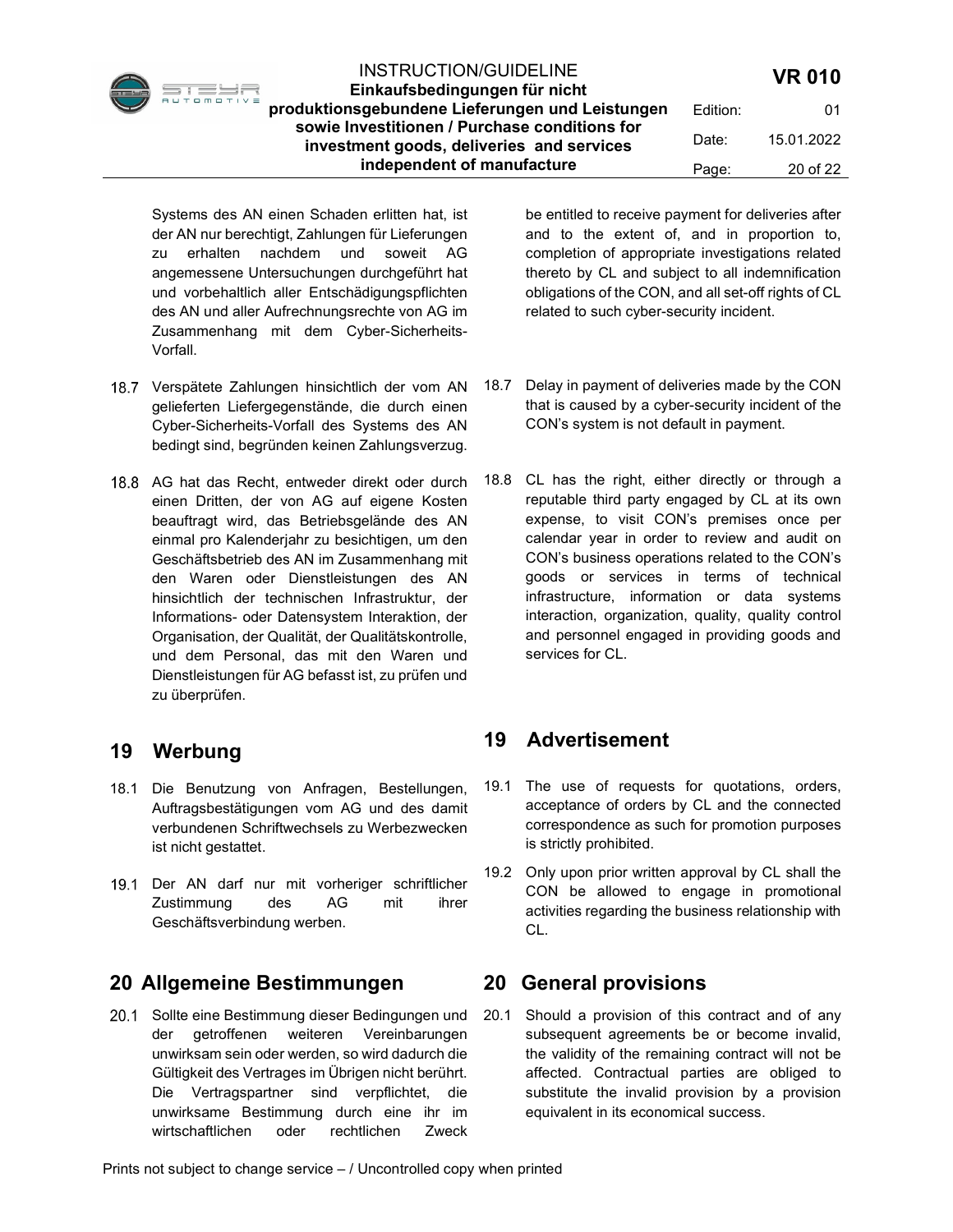Systems des AN einen Schaden erlitten hat, ist der AN nur berechtigt, Zahlungen für Lieferungen zu erhalten nachdem und soweit AG angemessene Untersuchungen durchgeführt hat und vorbehaltlich aller Entschädigungspflichten des AN und aller Aufrechnungsrechte von AG im Zusammenhang mit dem Cyber-Sicherheits-Vorfall.

be entitled to receive payment for deliveries after and to the extent of, and in proportion to, completion of appropriate investigations related thereto by CL and subject to all indemnification obligations of the CON, and all set-off rights of CL related to such cyber-security incident.

18.7 Verspätete Zahlungen hinsichtlich der vom AN gelieferten Liefergegenstände, die durch einen Cyber-Sicherheits-Vorfall des Systems des AN bedingt sind, begründen keinen Zahlungsverzug.

18.7 Delay in payment of deliveries made by the CON that is caused by a cyber-security incident of the CON's system is not default in payment.

18.8 AG hat das Recht, entweder direkt oder durch einen Dritten, der von AG auf eigene Kosten beauftragt wird, das Betriebsgelände des AN einmal pro Kalenderjahr zu besichtigen, um den Geschäftsbetrieb des AN im Zusammenhang mit den Waren oder Dienstleistungen des AN hinsichtlich der technischen Infrastruktur, der Informations- oder Datensystem Interaktion, der Organisation, der Qualität, der Qualitätskontrolle, und dem Personal, das mit den Waren und Dienstleistungen für AG befasst ist, zu prüfen und zu überprüfen.

18.8 CL has the right, either directly or through a reputable third party engaged by CL at its own expense, to visit CON's premises once per calendar year in order to review and audit on CON's business operations related to the CON's goods or services in terms of technical infrastructure, information or data systems interaction, organization, quality, quality control and personnel engaged in providing goods and services for CL.

## 19 Werbung

18.1 Die Benutzung von Anfragen, Bestellungen, Auftragsbestätigungen vom AG und des damit verbundenen Schriftwechsels zu Werbezwecken ist nicht gestattet.

19.1 Der AN darf nur mit vorheriger schriftlicher Zustimmung des AG mit ihrer Geschäftsverbindung werben.

## 19 Advertisement

19.1 The use of requests for quotations, orders, acceptance of orders by CL and the connected correspondence as such for promotion purposes is strictly prohibited.

19.2 Only upon prior written approval by CL shall the CON be allowed to engage in promotional activities regarding the business relationship with CL.

## 20 Allgemeine Bestimmungen

20.1 Sollte eine Bestimmung dieser Bedingungen und der getroffenen weiteren Vereinbarungen unwirksam sein oder werden, so wird dadurch die Gültigkeit des Vertrages im Übrigen nicht berührt. Die Vertragspartner sind verpflichtet, die unwirksame Bestimmung durch eine ihr im wirtschaftlichen oder rechtlichen Zweck

## 20 General provisions

20.1 Should a provision of this contract and of any subsequent agreements be or become invalid, the validity of the remaining contract will not be affected. Contractual parties are obliged to substitute the invalid provision by a provision equivalent in its economical success.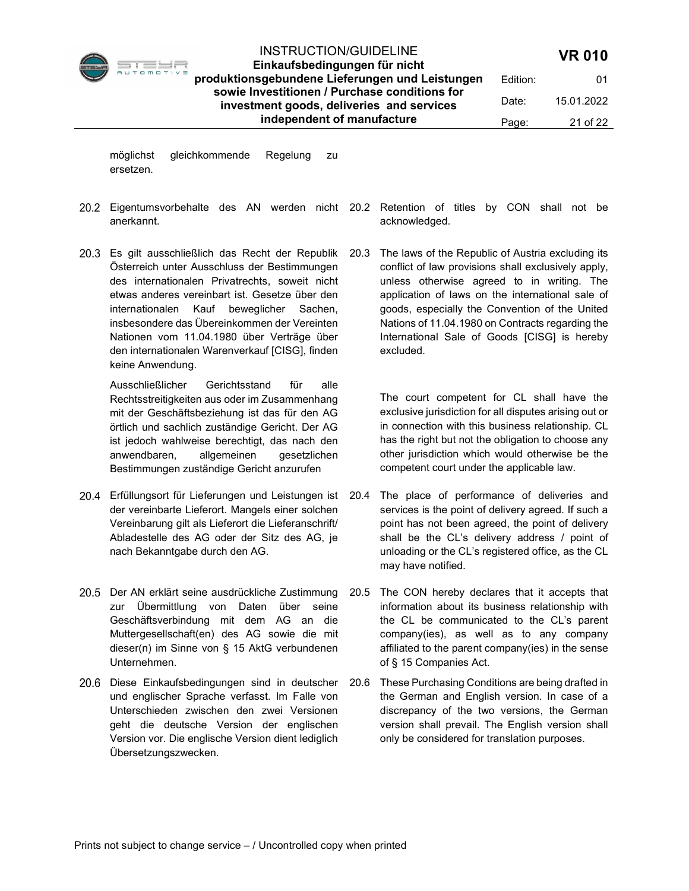möglichst gleichkommende Regelung zu ersetzen.

20.2 Eigentumsvorbehalte des AN werden nicht anerkannt.

20.3 Es gilt ausschließlich das Recht der Republik Österreich unter Ausschluss der Bestimmungen des internationalen Privatrechts, soweit nicht etwas anderes vereinbart ist. Gesetze über den internationalen Kauf beweglicher Sachen, insbesondere das Übereinkommen der Vereinten Nationen vom 11.04.1980 über Verträge über den internationalen Warenverkauf [CISG], finden keine Anwendung.

Ausschließlicher Gerichtsstand für alle Rechtsstreitigkeiten aus oder im Zusammenhang mit der Geschäftsbeziehung ist das für den AG örtlich und sachlich zuständige Gericht. Der AG ist jedoch wahlweise berechtigt, das nach den anwendbaren, allgemeinen gesetzlichen Bestimmungen zuständige Gericht anzurufen

20.4 Erfüllungsort für Lieferungen und Leistungen ist der vereinbarte Lieferort. Mangels einer solchen Vereinbarung gilt als Lieferort die Lieferanschrift/ Abladestelle des AG oder der Sitz des AG, je nach Bekanntgabe durch den AG.

20.5 Der AN erklärt seine ausdrückliche Zustimmung zur Übermittlung von Daten über seine Geschäftsverbindung mit dem AG an die Muttergesellschaft(en) des AG sowie die mit dieser(n) im Sinne von § 15 AktG verbundenen Unternehmen.

20.6 Diese Einkaufsbedingungen sind in deutscher und englischer Sprache verfasst. Im Falle von Unterschieden zwischen den zwei Versionen geht die deutsche Version der englischen Version vor. Die englische Version dient lediglich Übersetzungszwecken.

20.2 Retention of titles by CON shall not be acknowledged.

20.3 The laws of the Republic of Austria excluding its conflict of law provisions shall exclusively apply, unless otherwise agreed to in writing. The application of laws on the international sale of goods, especially the Convention of the United Nations of 11.04.1980 on Contracts regarding the International Sale of Goods [CISG] is hereby excluded.

The court competent for CL shall have the exclusive jurisdiction for all disputes arising out or in connection with this business relationship. CL has the right but not the obligation to choose any other jurisdiction which would otherwise be the competent court under the applicable law.

20.4 The place of performance of deliveries and services is the point of delivery agreed. If such a point has not been agreed, the point of delivery shall be the CL's delivery address / point of unloading or the CL's registered office, as the CL may have notified.

20.5 The CON hereby declares that it accepts that information about its business relationship with the CL be communicated to the CL's parent company(ies), as well as to any company affiliated to the parent company(ies) in the sense of § 15 Companies Act.

20.6 These Purchasing Conditions are being drafted in the German and English version. In case of a discrepancy of the two versions, the German version shall prevail. The English version shall only be considered for translation purposes.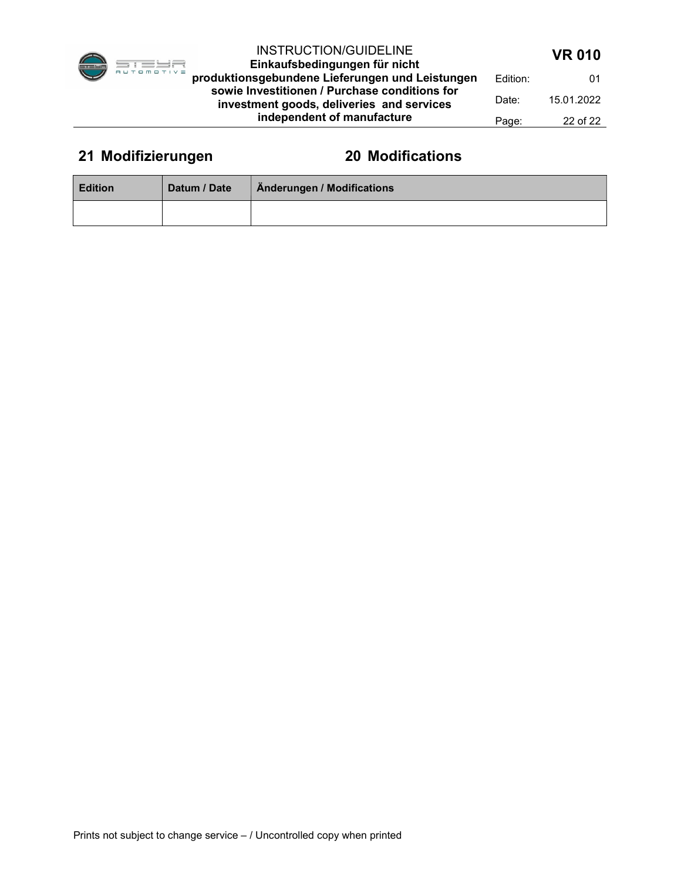## 21 Modifizierungen

## 20 Modifications

| Edition | Datum / Date | Änderungen / Modifications |
|---|---|---|
| | | |

Prints not subject to change service – / Uncontrolled copy when printed